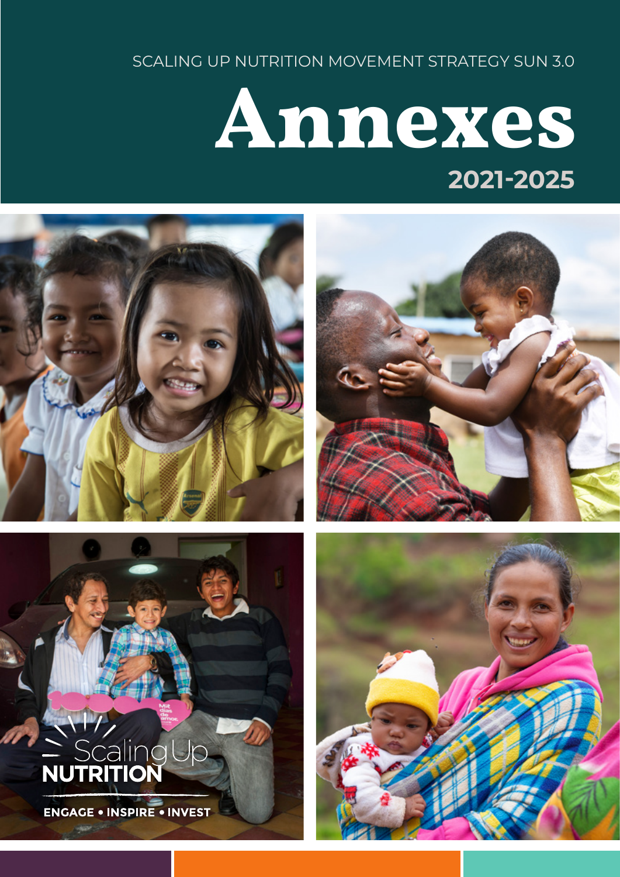SCALING UP NUTRITION MOVEMENT STRATEGY SUN 3.0

# Annexes

## 2021-2025

Scaling Up NUTRITION

ENGAGE • INSPIRE • INVEST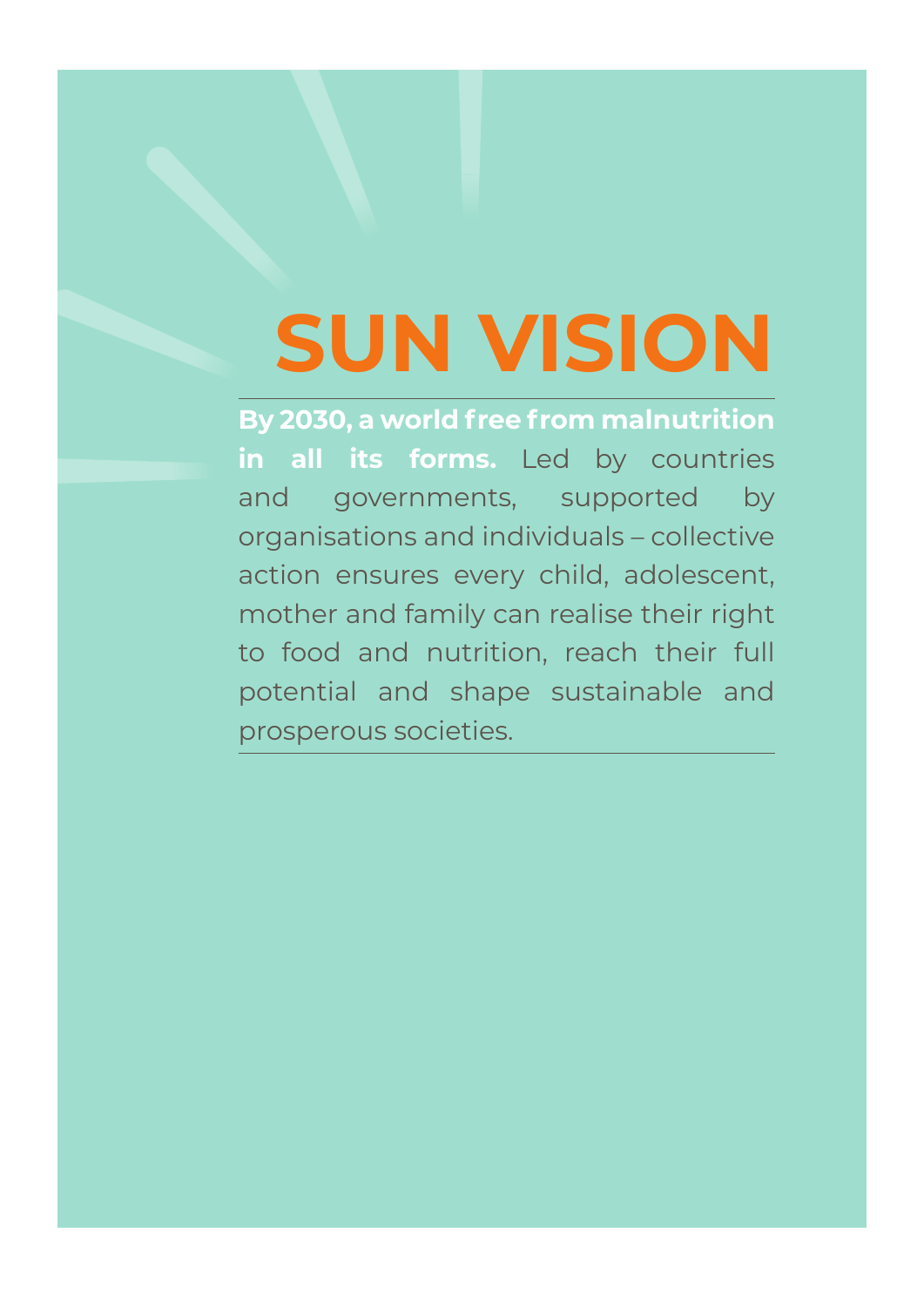# SUN VISION

**By 2030, a world free from malnutrition in all its forms.** Led by countries and governments, supported by organisations and individuals – collective action ensures every child, adolescent, mother and family can realise their right to food and nutrition, reach their full potential and shape sustainable and prosperous societies.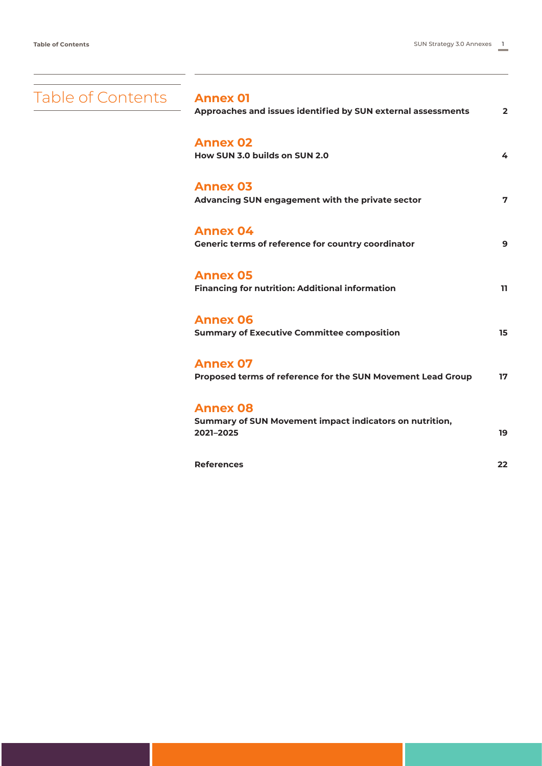# Table of Contents

| | |
|---|---|
| **Annex 01**<br>**Approaches and issues identified by SUN external assessments** | **2** |
| **Annex 02**<br>**How SUN 3.0 builds on SUN 2.0** | **4** |
| **Annex 03**<br>**Advancing SUN engagement with the private sector** | **7** |
| **Annex 04**<br>**Generic terms of reference for country coordinator** | **9** |
| **Annex 05**<br>**Financing for nutrition: Additional information** | **11** |
| **Annex 06**<br>**Summary of Executive Committee composition** | **15** |
| **Annex 07**<br>**Proposed terms of reference for the SUN Movement Lead Group** | **17** |
| **Annex 08**<br>**Summary of SUN Movement impact indicators on nutrition, 2021–2025** | **19** |
| **References** | **22** |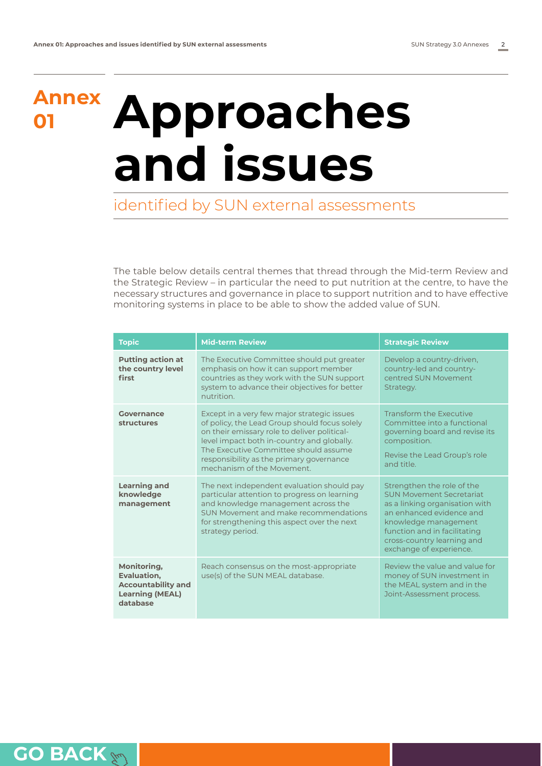# Annex 01 Approaches and issues

## identified by SUN external assessments

The table below details central themes that thread through the Mid-term Review and the Strategic Review – in particular the need to put nutrition at the centre, to have the necessary structures and governance in place to support nutrition and to have effective monitoring systems in place to be able to show the added value of SUN.

| Topic | Mid-term Review | Strategic Review |
|---|---|---|
| **Putting action at the country level first** | The Executive Committee should put greater emphasis on how it can support member countries as they work with the SUN support system to advance their objectives for better nutrition. | Develop a country-driven, country-led and country-centred SUN Movement Strategy. |
| **Governance structures** | Except in a very few major strategic issues of policy, the Lead Group should focus solely on their emissary role to deliver political-level impact both in-country and globally. The Executive Committee should assume responsibility as the primary governance mechanism of the Movement. | Transform the Executive Committee into a functional governing board and revise its composition.<br><br>Revise the Lead Group's role and title. |
| **Learning and knowledge management** | The next independent evaluation should pay particular attention to progress on learning and knowledge management across the SUN Movement and make recommendations for strengthening this aspect over the next strategy period. | Strengthen the role of the SUN Movement Secretariat as a linking organisation with an enhanced evidence and knowledge management function and in facilitating cross-country learning and exchange of experience. |
| **Monitoring, Evaluation, Accountability and Learning (MEAL) database** | Reach consensus on the most-appropriate use(s) of the SUN MEAL database. | Review the value and value for money of SUN investment in the MEAL system and in the Joint-Assessment process. |

GO BACK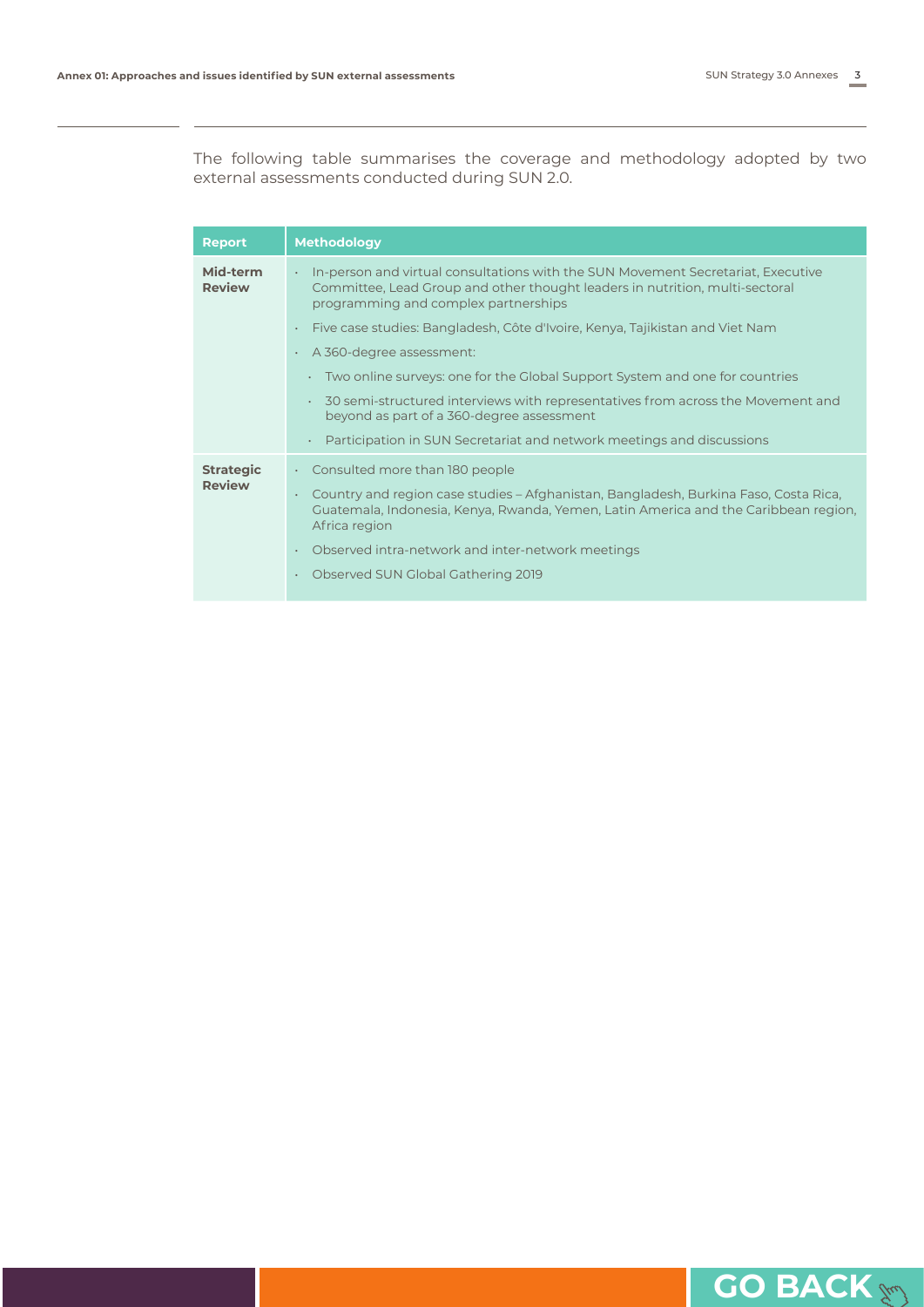The following table summarises the coverage and methodology adopted by two external assessments conducted during SUN 2.0.

| Report | Methodology |
| --- | --- |
| **Mid-term Review** | • In-person and virtual consultations with the SUN Movement Secretariat, Executive Committee, Lead Group and other thought leaders in nutrition, multi-sectoral programming and complex partnerships<br>• Five case studies: Bangladesh, Côte d'Ivoire, Kenya, Tajikistan and Viet Nam<br>• A 360-degree assessment:<br>  • Two online surveys: one for the Global Support System and one for countries<br>  • 30 semi-structured interviews with representatives from across the Movement and beyond as part of a 360-degree assessment<br>  • Participation in SUN Secretariat and network meetings and discussions |
| **Strategic Review** | • Consulted more than 180 people<br>• Country and region case studies – Afghanistan, Bangladesh, Burkina Faso, Costa Rica, Guatemala, Indonesia, Kenya, Rwanda, Yemen, Latin America and the Caribbean region, Africa region<br>• Observed intra-network and inter-network meetings<br>• Observed SUN Global Gathering 2019 |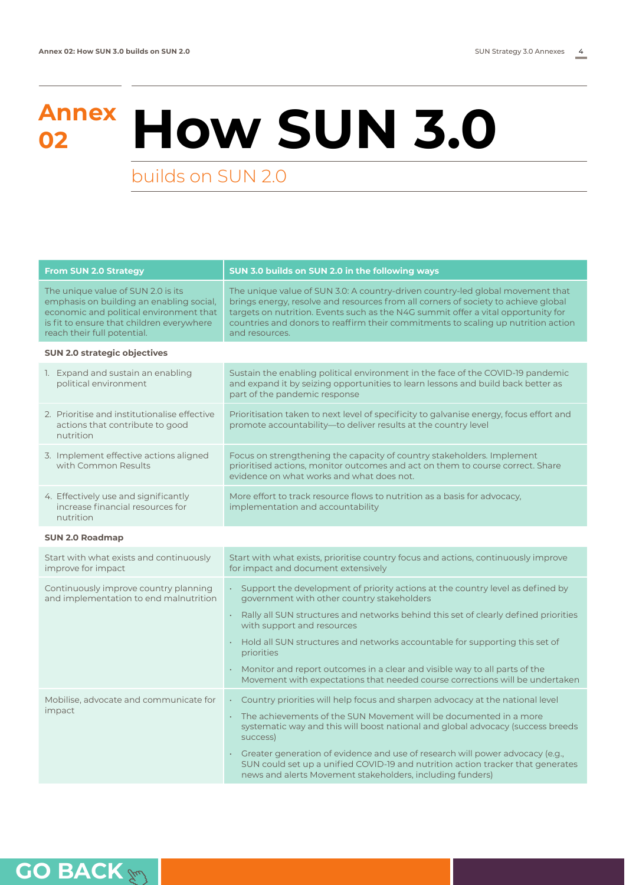# Annex 02 How SUN 3.0

## builds on SUN 2.0

| From SUN 2.0 Strategy | SUN 3.0 builds on SUN 2.0 in the following ways |
|---|---|
| The unique value of SUN 2.0 is its emphasis on building an enabling social, economic and political environment that is fit to ensure that children everywhere reach their full potential. | The unique value of SUN 3.0: A country-driven country-led global movement that brings energy, resolve and resources from all corners of society to achieve global targets on nutrition. Events such as the N4G summit offer a vital opportunity for countries and donors to reaffirm their commitments to scaling up nutrition action and resources. |
| **SUN 2.0 strategic objectives** | |
| 1. Expand and sustain an enabling political environment | Sustain the enabling political environment in the face of the COVID-19 pandemic and expand it by seizing opportunities to learn lessons and build back better as part of the pandemic response |
| 2. Prioritise and institutionalise effective actions that contribute to good nutrition | Prioritisation taken to next level of specificity to galvanise energy, focus effort and promote accountability—to deliver results at the country level |
| 3. Implement effective actions aligned with Common Results | Focus on strengthening the capacity of country stakeholders. Implement prioritised actions, monitor outcomes and act on them to course correct. Share evidence on what works and what does not. |
| 4. Effectively use and significantly increase financial resources for nutrition | More effort to track resource flows to nutrition as a basis for advocacy, implementation and accountability |
| **SUN 2.0 Roadmap** | |
| Start with what exists and continuously improve for impact | Start with what exists, prioritise country focus and actions, continuously improve for impact and document extensively |
| Continuously improve country planning and implementation to end malnutrition | • Support the development of priority actions at the country level as defined by government with other country stakeholders<br>• Rally all SUN structures and networks behind this set of clearly defined priorities with support and resources<br>• Hold all SUN structures and networks accountable for supporting this set of priorities<br>• Monitor and report outcomes in a clear and visible way to all parts of the Movement with expectations that needed course corrections will be undertaken |
| Mobilise, advocate and communicate for impact | • Country priorities will help focus and sharpen advocacy at the national level<br>• The achievements of the SUN Movement will be documented in a more systematic way and this will boost national and global advocacy (success breeds success)<br>• Greater generation of evidence and use of research will power advocacy (e.g., SUN could set up a unified COVID-19 and nutrition action tracker that generates news and alerts Movement stakeholders, including funders) |

GO BACK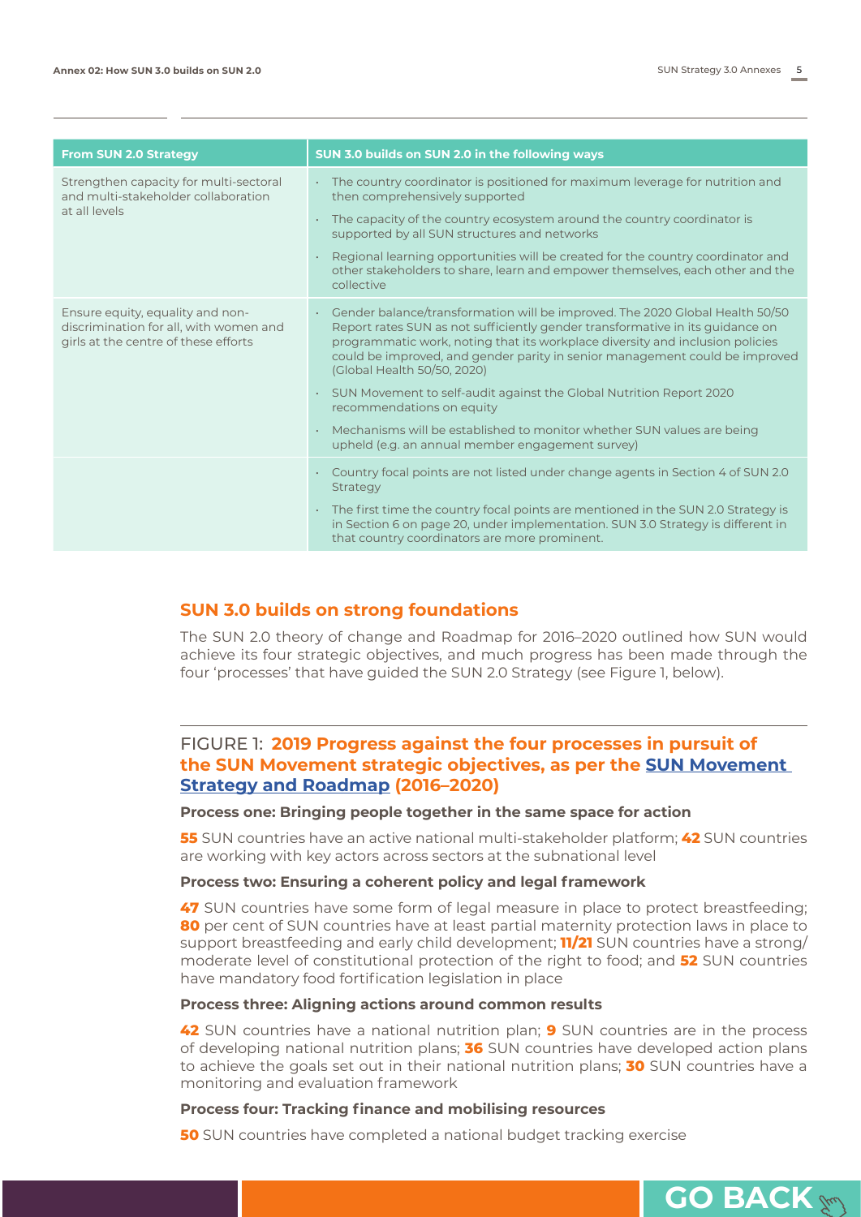| From SUN 2.0 Strategy | SUN 3.0 builds on SUN 2.0 in the following ways |
| --- | --- |
| Strengthen capacity for multi-sectoral and multi-stakeholder collaboration at all levels | • The country coordinator is positioned for maximum leverage for nutrition and then comprehensively supported<br>• The capacity of the country ecosystem around the country coordinator is supported by all SUN structures and networks<br>• Regional learning opportunities will be created for the country coordinator and other stakeholders to share, learn and empower themselves, each other and the collective |
| Ensure equity, equality and non-discrimination for all, with women and girls at the centre of these efforts | • Gender balance/transformation will be improved. The 2020 Global Health 50/50 Report rates SUN as not sufficiently gender transformative in its guidance on programmatic work, noting that its workplace diversity and inclusion policies could be improved, and gender parity in senior management could be improved (Global Health 50/50, 2020)<br>• SUN Movement to self-audit against the Global Nutrition Report 2020 recommendations on equity<br>• Mechanisms will be established to monitor whether SUN values are being upheld (e.g. an annual member engagement survey) |
| | • Country focal points are not listed under change agents in Section 4 of SUN 2.0 Strategy<br>• The first time the country focal points are mentioned in the SUN 2.0 Strategy is in Section 6 on page 20, under implementation. SUN 3.0 Strategy is different in that country coordinators are more prominent. |

## SUN 3.0 builds on strong foundations

The SUN 2.0 theory of change and Roadmap for 2016–2020 outlined how SUN would achieve its four strategic objectives, and much progress has been made through the four 'processes' that have guided the SUN 2.0 Strategy (see Figure 1, below).

### FIGURE 1: **2019 Progress against the four processes in pursuit of the SUN Movement strategic objectives, as per the SUN Movement Strategy and Roadmap (2016–2020)**

**Process one: Bringing people together in the same space for action**

**55** SUN countries have an active national multi-stakeholder platform; **42** SUN countries are working with key actors across sectors at the subnational level

**Process two: Ensuring a coherent policy and legal framework**

**47** SUN countries have some form of legal measure in place to protect breastfeeding; **80** per cent of SUN countries have at least partial maternity protection laws in place to support breastfeeding and early child development; **11/21** SUN countries have a strong/moderate level of constitutional protection of the right to food; and **52** SUN countries have mandatory food fortification legislation in place

**Process three: Aligning actions around common results**

**42** SUN countries have a national nutrition plan; **9** SUN countries are in the process of developing national nutrition plans; **36** SUN countries have developed action plans to achieve the goals set out in their national nutrition plans; **30** SUN countries have a monitoring and evaluation framework

**Process four: Tracking finance and mobilising resources**

**50** SUN countries have completed a national budget tracking exercise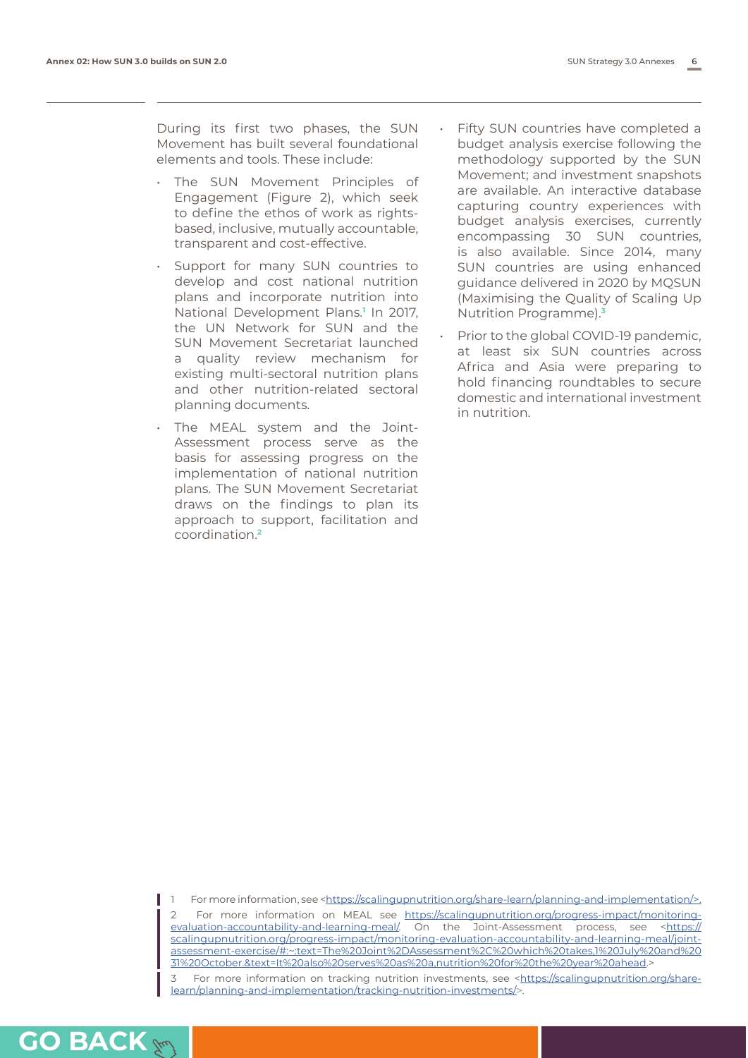During its first two phases, the SUN Movement has built several foundational elements and tools. These include:

- The SUN Movement Principles of Engagement (Figure 2), which seek to define the ethos of work as rights-based, inclusive, mutually accountable, transparent and cost-effective.
- Support for many SUN countries to develop and cost national nutrition plans and incorporate nutrition into National Development Plans.[1] In 2017, the UN Network for SUN and the SUN Movement Secretariat launched a quality review mechanism for existing multi-sectoral nutrition plans and other nutrition-related sectoral planning documents.
- The MEAL system and the Joint-Assessment process serve as the basis for assessing progress on the implementation of national nutrition plans. The SUN Movement Secretariat draws on the findings to plan its approach to support, facilitation and coordination.[2]
- Fifty SUN countries have completed a budget analysis exercise following the methodology supported by the SUN Movement; and investment snapshots are available. An interactive database capturing country experiences with budget analysis exercises, currently encompassing 30 SUN countries, is also available. Since 2014, many SUN countries are using enhanced guidance delivered in 2020 by MQSUN (Maximising the Quality of Scaling Up Nutrition Programme).[3]
- Prior to the global COVID-19 pandemic, at least six SUN countries across Africa and Asia were preparing to hold financing roundtables to secure domestic and international investment in nutrition.

1 For more information, see <https://scalingupnutrition.org/share-learn/planning-and-implementation/>.

2 For more information on MEAL see https://scalingupnutrition.org/progress-impact/monitoring-evaluation-accountability-and-learning-meal/. On the Joint-Assessment process, see <https://scalingupnutrition.org/progress-impact/monitoring-evaluation-accountability-and-learning-meal/joint-assessment-exercise/#:~:text=The%20Joint%2DAssessment%2C%20which%20takes,1%20July%20and%2031%20October.&text=It%20also%20serves%20as%20a,nutrition%20for%20the%20year%20ahead.>

3 For more information on tracking nutrition investments, see <https://scalingupnutrition.org/share-learn/planning-and-implementation/tracking-nutrition-investments/>.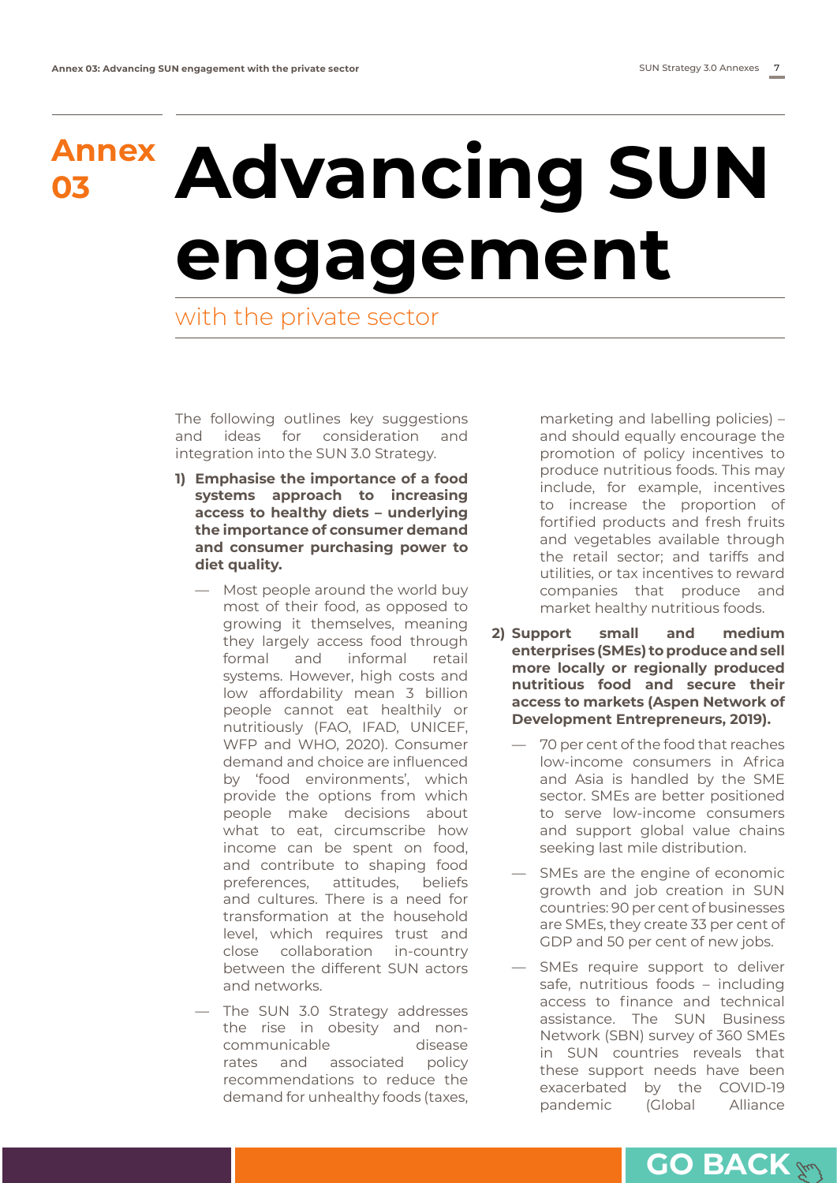# Annex 03 Advancing SUN engagement

## with the private sector

The following outlines key suggestions and ideas for consideration and integration into the SUN 3.0 Strategy.

1) **Emphasise the importance of a food systems approach to increasing access to healthy diets – underlying the importance of consumer demand and consumer purchasing power to diet quality.**

   — Most people around the world buy most of their food, as opposed to growing it themselves, meaning they largely access food through formal and informal retail systems. However, high costs and low affordability mean 3 billion people cannot eat healthily or nutritiously (FAO, IFAD, UNICEF, WFP and WHO, 2020). Consumer demand and choice are influenced by 'food environments', which provide the options from which people make decisions about what to eat, circumscribe how income can be spent on food, and contribute to shaping food preferences, attitudes, beliefs and cultures. There is a need for transformation at the household level, which requires trust and close collaboration in-country between the different SUN actors and networks.

   — The SUN 3.0 Strategy addresses the rise in obesity and non-communicable disease rates and associated policy recommendations to reduce the demand for unhealthy foods (taxes, marketing and labelling policies) – and should equally encourage the promotion of policy incentives to produce nutritious foods. This may include, for example, incentives to increase the proportion of fortified products and fresh fruits and vegetables available through the retail sector; and tariffs and utilities, or tax incentives to reward companies that produce and market healthy nutritious foods.

2) **Support small and medium enterprises (SMEs) to produce and sell more locally or regionally produced nutritious food and secure their access to markets (Aspen Network of Development Entrepreneurs, 2019).**

   — 70 per cent of the food that reaches low-income consumers in Africa and Asia is handled by the SME sector. SMEs are better positioned to serve low-income consumers and support global value chains seeking last mile distribution.

   — SMEs are the engine of economic growth and job creation in SUN countries: 90 per cent of businesses are SMEs, they create 33 per cent of GDP and 50 per cent of new jobs.

   — SMEs require support to deliver safe, nutritious foods – including access to finance and technical assistance. The SUN Business Network (SBN) survey of 360 SMEs in SUN countries reveals that these support needs have been exacerbated by the COVID-19 pandemic (Global Alliance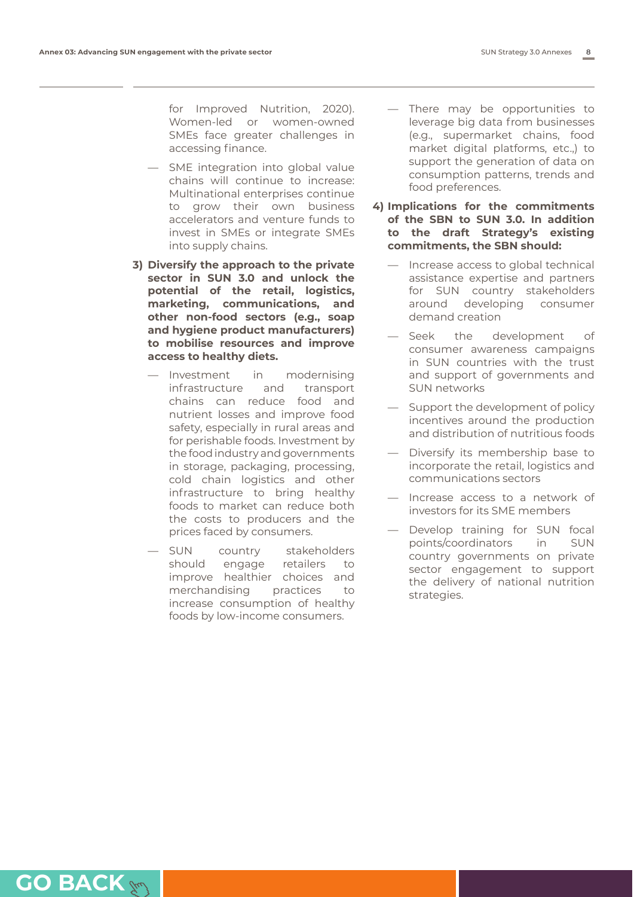for Improved Nutrition, 2020). Women-led or women-owned SMEs face greater challenges in accessing finance.

- SME integration into global value chains will continue to increase: Multinational enterprises continue to grow their own business accelerators and venture funds to invest in SMEs or integrate SMEs into supply chains.

**3) Diversify the approach to the private sector in SUN 3.0 and unlock the potential of the retail, logistics, marketing, communications, and other non-food sectors (e.g., soap and hygiene product manufacturers) to mobilise resources and improve access to healthy diets.**

- Investment in modernising infrastructure and transport chains can reduce food and nutrient losses and improve food safety, especially in rural areas and for perishable foods. Investment by the food industry and governments in storage, packaging, processing, cold chain logistics and other infrastructure to bring healthy foods to market can reduce both the costs to producers and the prices faced by consumers.
- SUN country stakeholders should engage retailers to improve healthier choices and merchandising practices to increase consumption of healthy foods by low-income consumers.
- There may be opportunities to leverage big data from businesses (e.g., supermarket chains, food market digital platforms, etc.,) to support the generation of data on consumption patterns, trends and food preferences.

**4) Implications for the commitments of the SBN to SUN 3.0. In addition to the draft Strategy's existing commitments, the SBN should:**

- Increase access to global technical assistance expertise and partners for SUN country stakeholders around developing consumer demand creation
- Seek the development of consumer awareness campaigns in SUN countries with the trust and support of governments and SUN networks
- Support the development of policy incentives around the production and distribution of nutritious foods
- Diversify its membership base to incorporate the retail, logistics and communications sectors
- Increase access to a network of investors for its SME members
- Develop training for SUN focal points/coordinators in SUN country governments on private sector engagement to support the delivery of national nutrition strategies.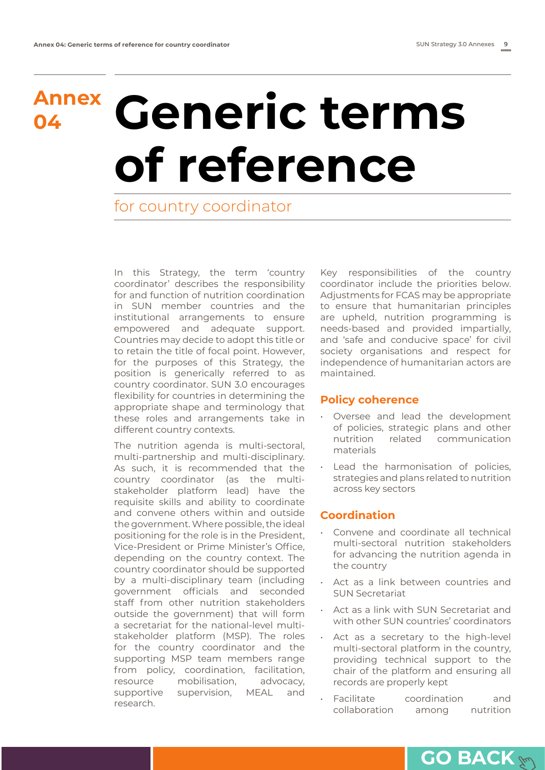# Annex 04 Generic terms of reference

## for country coordinator

In this Strategy, the term 'country coordinator' describes the responsibility for and function of nutrition coordination in SUN member countries and the institutional arrangements to ensure empowered and adequate support. Countries may decide to adopt this title or to retain the title of focal point. However, for the purposes of this Strategy, the position is generically referred to as country coordinator. SUN 3.0 encourages flexibility for countries in determining the appropriate shape and terminology that these roles and arrangements take in different country contexts.

The nutrition agenda is multi-sectoral, multi-partnership and multi-disciplinary. As such, it is recommended that the country coordinator (as the multi-stakeholder platform lead) have the requisite skills and ability to coordinate and convene others within and outside the government. Where possible, the ideal positioning for the role is in the President, Vice-President or Prime Minister's Office, depending on the country context. The country coordinator should be supported by a multi-disciplinary team (including government officials and seconded staff from other nutrition stakeholders outside the government) that will form a secretariat for the national-level multi-stakeholder platform (MSP). The roles for the country coordinator and the supporting MSP team members range from policy, coordination, facilitation, resource mobilisation, advocacy, supportive supervision, MEAL and research.

Key responsibilities of the country coordinator include the priorities below. Adjustments for FCAS may be appropriate to ensure that humanitarian principles are upheld, nutrition programming is needs-based and provided impartially, and 'safe and conducive space' for civil society organisations and respect for independence of humanitarian actors are maintained.

### Policy coherence

- Oversee and lead the development of policies, strategic plans and other nutrition related communication materials
- Lead the harmonisation of policies, strategies and plans related to nutrition across key sectors

### Coordination

- Convene and coordinate all technical multi-sectoral nutrition stakeholders for advancing the nutrition agenda in the country
- Act as a link between countries and SUN Secretariat
- Act as a link with SUN Secretariat and with other SUN countries' coordinators
- Act as a secretary to the high-level multi-sectoral platform in the country, providing technical support to the chair of the platform and ensuring all records are properly kept
- Facilitate coordination and collaboration among nutrition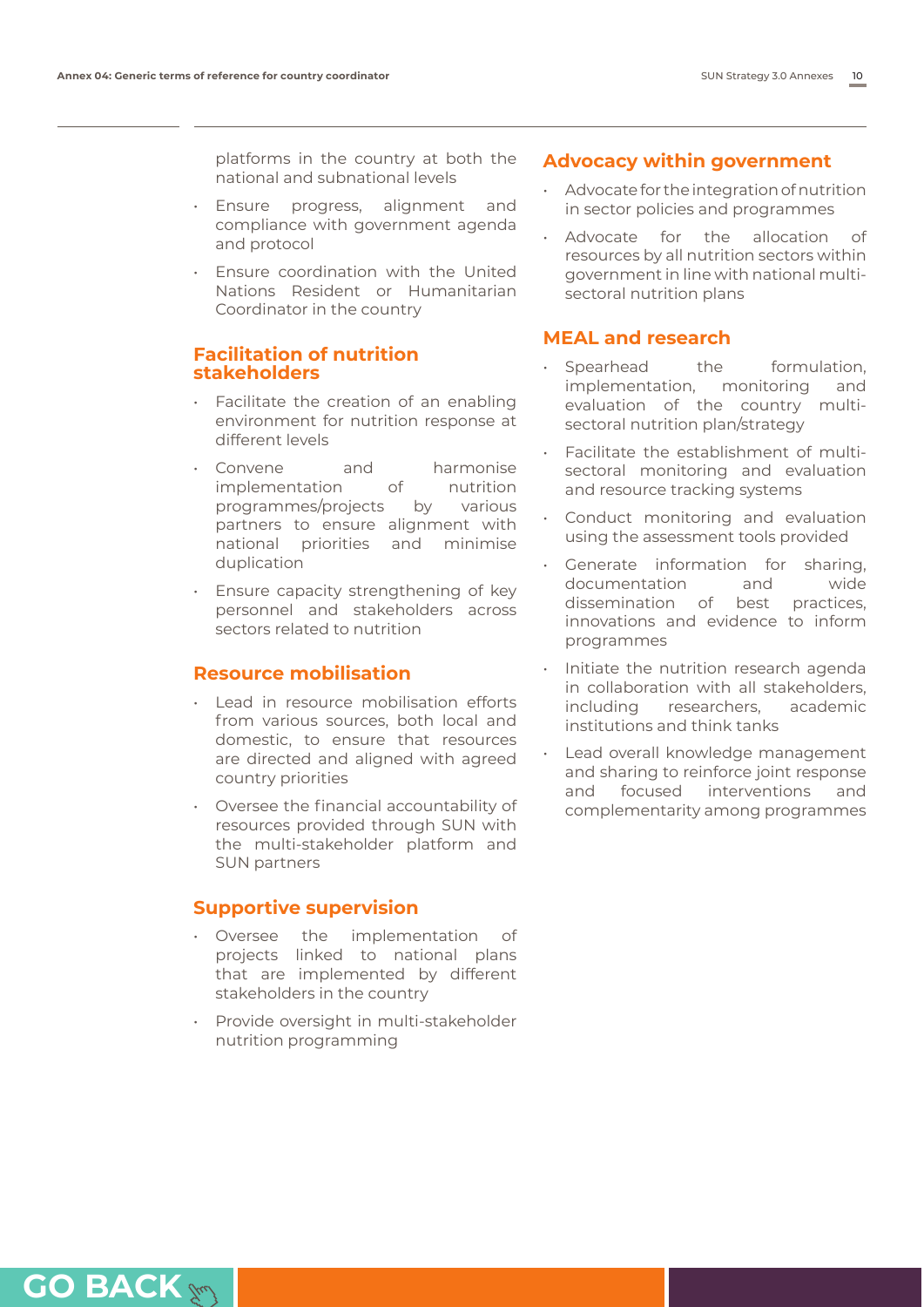platforms in the country at both the national and subnational levels

- Ensure progress, alignment and compliance with government agenda and protocol
- Ensure coordination with the United Nations Resident or Humanitarian Coordinator in the country

### Facilitation of nutrition stakeholders

- Facilitate the creation of an enabling environment for nutrition response at different levels
- Convene and harmonise implementation of nutrition programmes/projects by various partners to ensure alignment with national priorities and minimise duplication
- Ensure capacity strengthening of key personnel and stakeholders across sectors related to nutrition

### Resource mobilisation

- Lead in resource mobilisation efforts from various sources, both local and domestic, to ensure that resources are directed and aligned with agreed country priorities
- Oversee the financial accountability of resources provided through SUN with the multi-stakeholder platform and SUN partners

### Supportive supervision

- Oversee the implementation of projects linked to national plans that are implemented by different stakeholders in the country
- Provide oversight in multi-stakeholder nutrition programming

### Advocacy within government

- Advocate for the integration of nutrition in sector policies and programmes
- Advocate for the allocation of resources by all nutrition sectors within government in line with national multi-sectoral nutrition plans

### MEAL and research

- Spearhead the formulation, implementation, monitoring and evaluation of the country multi-sectoral nutrition plan/strategy
- Facilitate the establishment of multi-sectoral monitoring and evaluation and resource tracking systems
- Conduct monitoring and evaluation using the assessment tools provided
- Generate information for sharing, documentation and wide dissemination of best practices, innovations and evidence to inform programmes
- Initiate the nutrition research agenda in collaboration with all stakeholders, including researchers, academic institutions and think tanks
- Lead overall knowledge management and sharing to reinforce joint response and focused interventions and complementarity among programmes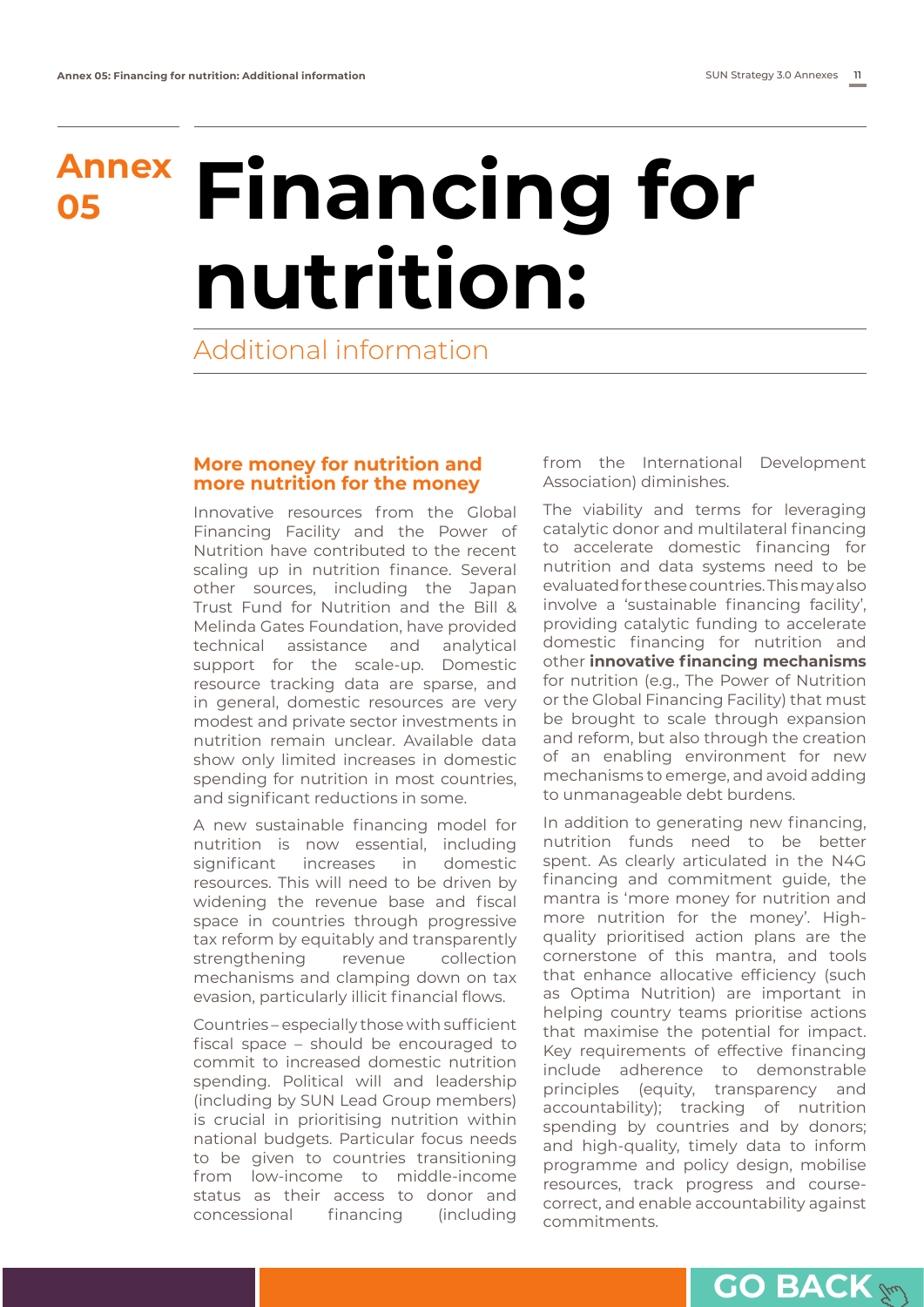# Annex 05 Financing for nutrition:

Additional information

## More money for nutrition and more nutrition for the money

Innovative resources from the Global Financing Facility and the Power of Nutrition have contributed to the recent scaling up in nutrition finance. Several other sources, including the Japan Trust Fund for Nutrition and the Bill & Melinda Gates Foundation, have provided technical assistance and analytical support for the scale-up. Domestic resource tracking data are sparse, and in general, domestic resources are very modest and private sector investments in nutrition remain unclear. Available data show only limited increases in domestic spending for nutrition in most countries, and significant reductions in some.

A new sustainable financing model for nutrition is now essential, including significant increases in domestic resources. This will need to be driven by widening the revenue base and fiscal space in countries through progressive tax reform by equitably and transparently strengthening revenue collection mechanisms and clamping down on tax evasion, particularly illicit financial flows.

Countries – especially those with sufficient fiscal space – should be encouraged to commit to increased domestic nutrition spending. Political will and leadership (including by SUN Lead Group members) is crucial in prioritising nutrition within national budgets. Particular focus needs to be given to countries transitioning from low-income to middle-income status as their access to donor and concessional financing (including from the International Development Association) diminishes.

The viability and terms for leveraging catalytic donor and multilateral financing to accelerate domestic financing for nutrition and data systems need to be evaluated for these countries. This may also involve a 'sustainable financing facility', providing catalytic funding to accelerate domestic financing for nutrition and other **innovative financing mechanisms** for nutrition (e.g., The Power of Nutrition or the Global Financing Facility) that must be brought to scale through expansion and reform, but also through the creation of an enabling environment for new mechanisms to emerge, and avoid adding to unmanageable debt burdens.

In addition to generating new financing, nutrition funds need to be better spent. As clearly articulated in the N4G financing and commitment guide, the mantra is 'more money for nutrition and more nutrition for the money'. High-quality prioritised action plans are the cornerstone of this mantra, and tools that enhance allocative efficiency (such as Optima Nutrition) are important in helping country teams prioritise actions that maximise the potential for impact. Key requirements of effective financing include adherence to demonstrable principles (equity, transparency and accountability); tracking of nutrition spending by countries and by donors; and high-quality, timely data to inform programme and policy design, mobilise resources, track progress and course-correct, and enable accountability against commitments.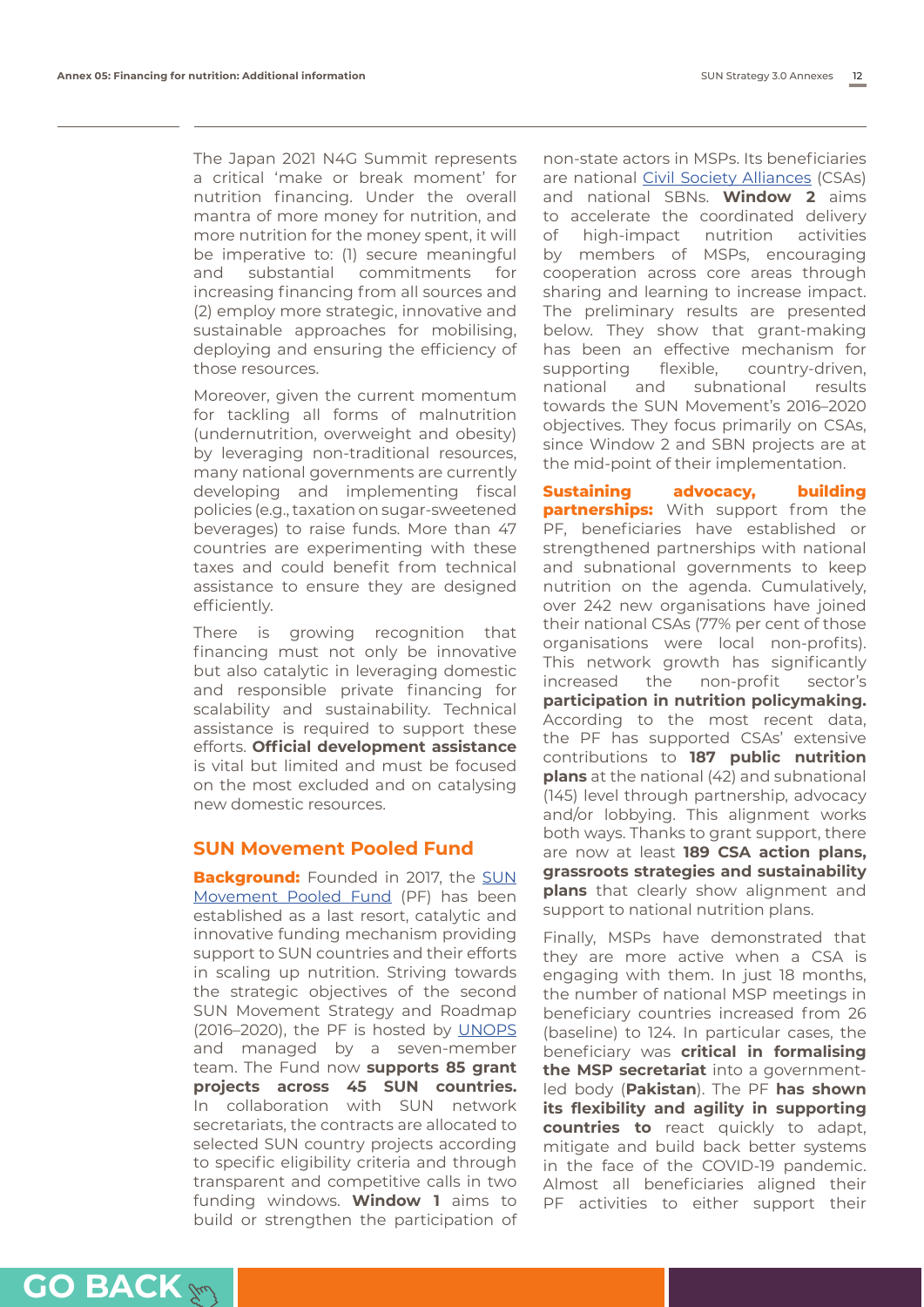The Japan 2021 N4G Summit represents a critical 'make or break moment' for nutrition financing. Under the overall mantra of more money for nutrition, and more nutrition for the money spent, it will be imperative to: (1) secure meaningful and substantial commitments for increasing financing from all sources and (2) employ more strategic, innovative and sustainable approaches for mobilising, deploying and ensuring the efficiency of those resources.

Moreover, given the current momentum for tackling all forms of malnutrition (undernutrition, overweight and obesity) by leveraging non-traditional resources, many national governments are currently developing and implementing fiscal policies (e.g., taxation on sugar-sweetened beverages) to raise funds. More than 47 countries are experimenting with these taxes and could benefit from technical assistance to ensure they are designed efficiently.

There is growing recognition that financing must not only be innovative but also catalytic in leveraging domestic and responsible private financing for scalability and sustainability. Technical assistance is required to support these efforts. **Official development assistance** is vital but limited and must be focused on the most excluded and on catalysing new domestic resources.

## SUN Movement Pooled Fund

**Background:** Founded in 2017, the SUN Movement Pooled Fund (PF) has been established as a last resort, catalytic and innovative funding mechanism providing support to SUN countries and their efforts in scaling up nutrition. Striving towards the strategic objectives of the second SUN Movement Strategy and Roadmap (2016–2020), the PF is hosted by UNOPS and managed by a seven-member team. The Fund now **supports 85 grant projects across 45 SUN countries.** In collaboration with SUN network secretariats, the contracts are allocated to selected SUN country projects according to specific eligibility criteria and through transparent and competitive calls in two funding windows. **Window 1** aims to build or strengthen the participation of non-state actors in MSPs. Its beneficiaries are national Civil Society Alliances (CSAs) and national SBNs. **Window 2** aims to accelerate the coordinated delivery of high-impact nutrition activities by members of MSPs, encouraging cooperation across core areas through sharing and learning to increase impact. The preliminary results are presented below. They show that grant-making has been an effective mechanism for supporting flexible, country-driven, national and subnational results towards the SUN Movement's 2016–2020 objectives. They focus primarily on CSAs, since Window 2 and SBN projects are at the mid-point of their implementation.

**Sustaining advocacy, building partnerships:** With support from the PF, beneficiaries have established or strengthened partnerships with national and subnational governments to keep nutrition on the agenda. Cumulatively, over 242 new organisations have joined their national CSAs (77% per cent of those organisations were local non-profits). This network growth has significantly increased the non-profit sector's **participation in nutrition policymaking.** According to the most recent data, the PF has supported CSAs' extensive contributions to **187 public nutrition plans** at the national (42) and subnational (145) level through partnership, advocacy and/or lobbying. This alignment works both ways. Thanks to grant support, there are now at least **189 CSA action plans, grassroots strategies and sustainability plans** that clearly show alignment and support to national nutrition plans.

Finally, MSPs have demonstrated that they are more active when a CSA is engaging with them. In just 18 months, the number of national MSP meetings in beneficiary countries increased from 26 (baseline) to 124. In particular cases, the beneficiary was **critical in formalising the MSP secretariat** into a government-led body (**Pakistan**). The PF **has shown its flexibility and agility in supporting countries to** react quickly to adapt, mitigate and build back better systems in the face of the COVID-19 pandemic. Almost all beneficiaries aligned their PF activities to either support their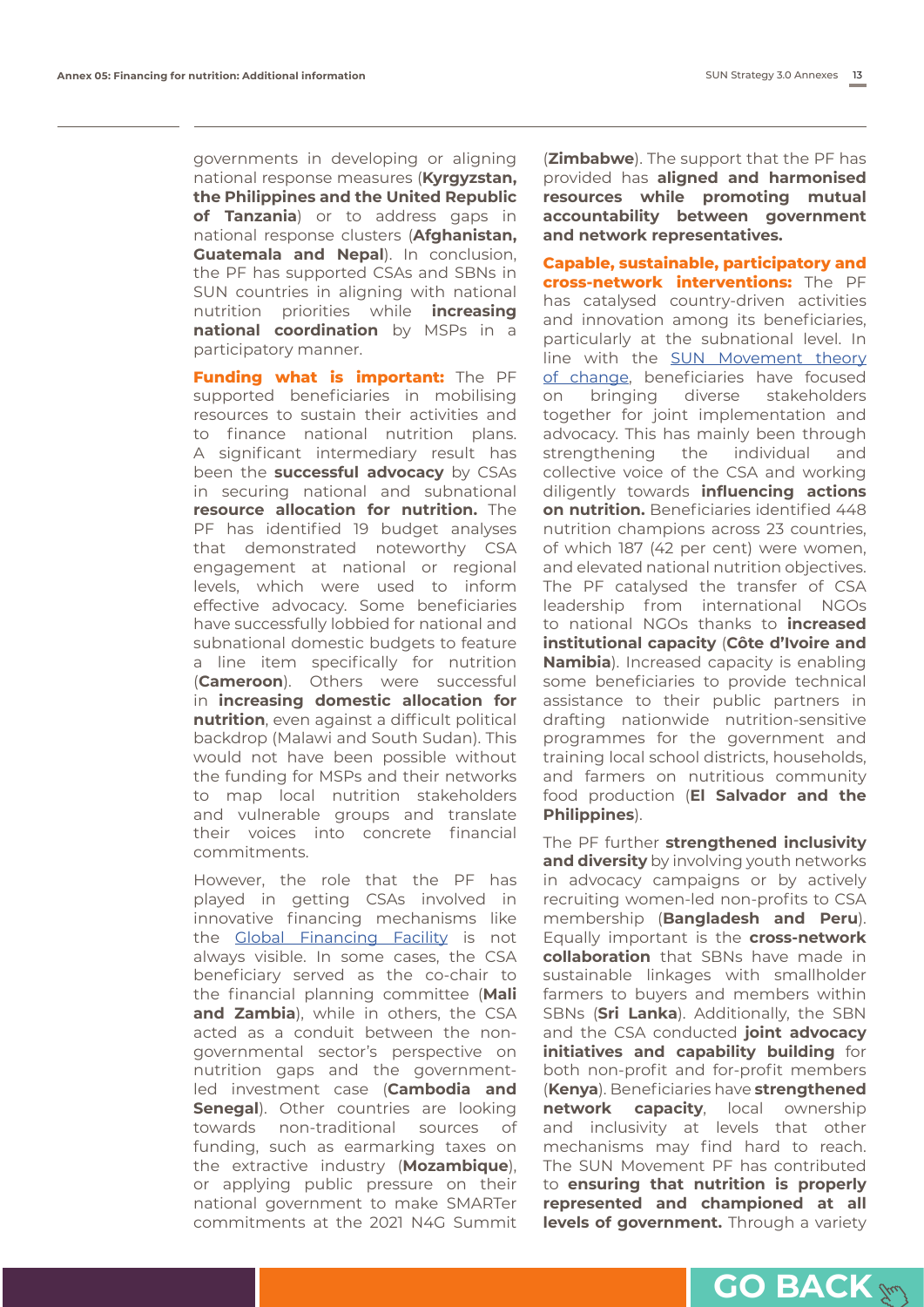governments in developing or aligning national response measures (**Kyrgyzstan, the Philippines and the United Republic of Tanzania**) or to address gaps in national response clusters (**Afghanistan, Guatemala and Nepal**). In conclusion, the PF has supported CSAs and SBNs in SUN countries in aligning with national nutrition priorities while **increasing national coordination** by MSPs in a participatory manner.

**Funding what is important:** The PF supported beneficiaries in mobilising resources to sustain their activities and to finance national nutrition plans. A significant intermediary result has been the **successful advocacy** by CSAs in securing national and subnational **resource allocation for nutrition.** The PF has identified 19 budget analyses that demonstrated noteworthy CSA engagement at national or regional levels, which were used to inform effective advocacy. Some beneficiaries have successfully lobbied for national and subnational domestic budgets to feature a line item specifically for nutrition (**Cameroon**). Others were successful in **increasing domestic allocation for nutrition**, even against a difficult political backdrop (Malawi and South Sudan). This would not have been possible without the funding for MSPs and their networks to map local nutrition stakeholders and vulnerable groups and translate their voices into concrete financial commitments.

However, the role that the PF has played in getting CSAs involved in innovative financing mechanisms like the [Global Financing Facility](#) is not always visible. In some cases, the CSA beneficiary served as the co-chair to the financial planning committee (**Mali and Zambia**), while in others, the CSA acted as a conduit between the non-governmental sector's perspective on nutrition gaps and the government-led investment case (**Cambodia and Senegal**). Other countries are looking towards non-traditional sources of funding, such as earmarking taxes on the extractive industry (**Mozambique**), or applying public pressure on their national government to make SMARTer commitments at the 2021 N4G Summit (**Zimbabwe**). The support that the PF has provided has **aligned and harmonised resources while promoting mutual accountability between government and network representatives.**

**Capable, sustainable, participatory and cross-network interventions:** The PF has catalysed country-driven activities and innovation among its beneficiaries, particularly at the subnational level. In line with the [SUN Movement theory of change](#), beneficiaries have focused on bringing diverse stakeholders together for joint implementation and advocacy. This has mainly been through strengthening the individual and collective voice of the CSA and working diligently towards **influencing actions on nutrition.** Beneficiaries identified 448 nutrition champions across 23 countries, of which 187 (42 per cent) were women, and elevated national nutrition objectives. The PF catalysed the transfer of CSA leadership from international NGOs to national NGOs thanks to **increased institutional capacity** (**Côte d'Ivoire and Namibia**). Increased capacity is enabling some beneficiaries to provide technical assistance to their public partners in drafting nationwide nutrition-sensitive programmes for the government and training local school districts, households, and farmers on nutritious community food production (**El Salvador and the Philippines**).

The PF further **strengthened inclusivity and diversity** by involving youth networks in advocacy campaigns or by actively recruiting women-led non-profits to CSA membership (**Bangladesh and Peru**). Equally important is the **cross-network collaboration** that SBNs have made in sustainable linkages with smallholder farmers to buyers and members within SBNs (**Sri Lanka**). Additionally, the SBN and the CSA conducted **joint advocacy initiatives and capability building** for both non-profit and for-profit members (**Kenya**). Beneficiaries have **strengthened network capacity**, local ownership and inclusivity at levels that other mechanisms may find hard to reach. The SUN Movement PF has contributed to **ensuring that nutrition is properly represented and championed at all levels of government.** Through a variety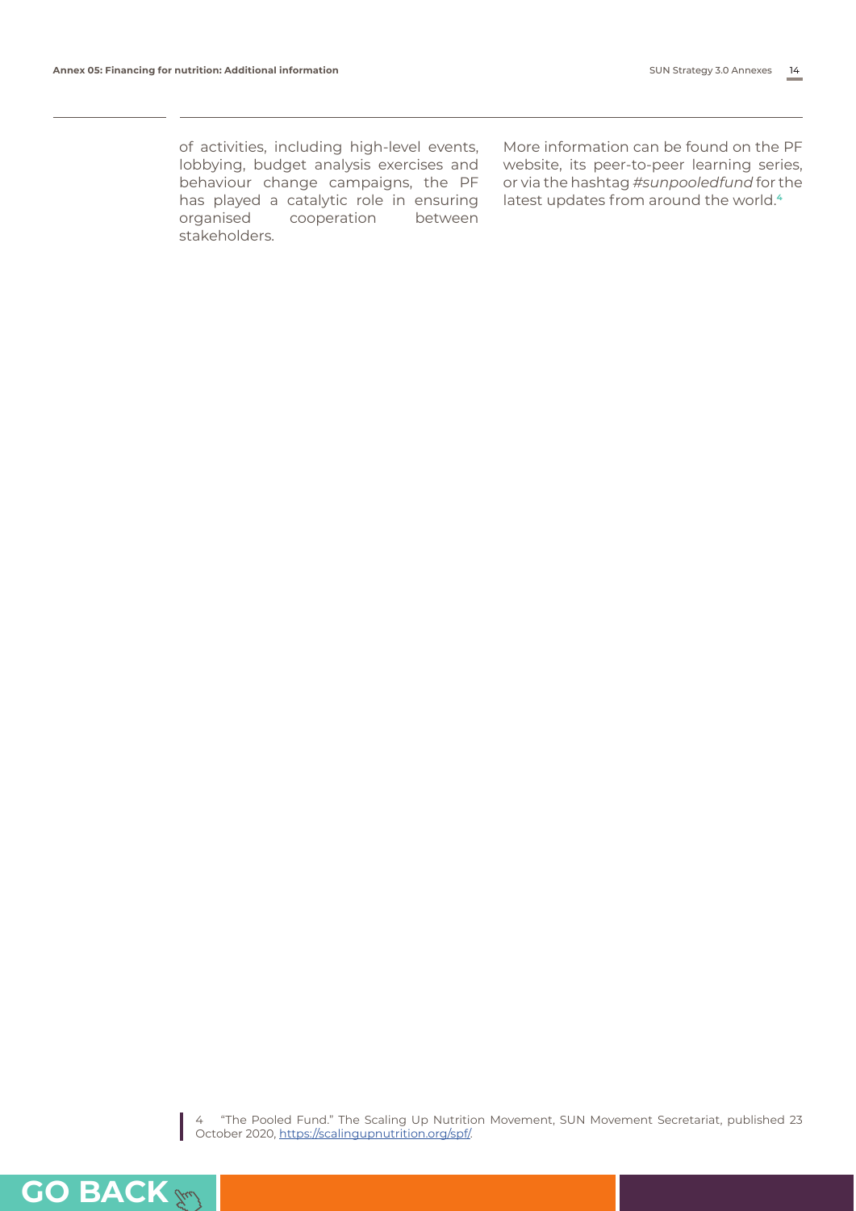of activities, including high-level events, lobbying, budget analysis exercises and behaviour change campaigns, the PF has played a catalytic role in ensuring organised cooperation between stakeholders.

More information can be found on the PF website, its peer-to-peer learning series, or via the hashtag *#sunpooledfund* for the latest updates from around the world.[4]

4 "The Pooled Fund." The Scaling Up Nutrition Movement, SUN Movement Secretariat, published 23 October 2020, https://scalingupnutrition.org/spf/.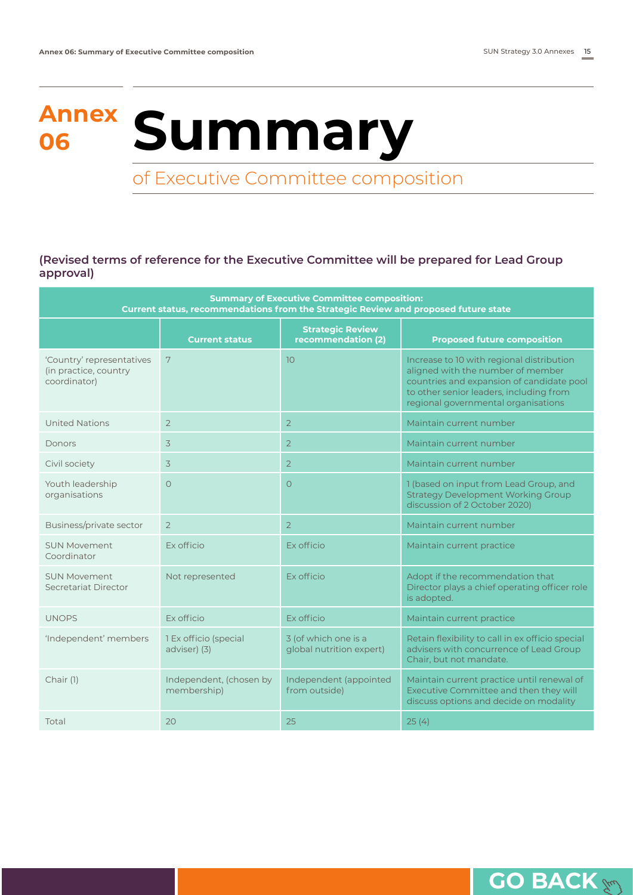# Annex 06 Summary

## of Executive Committee composition

### (Revised terms of reference for the Executive Committee will be prepared for Lead Group approval)

| Summary of Executive Committee composition: Current status, recommendations from the Strategic Review and proposed future state | | | |
|---|---|---|---|
| | **Current status** | **Strategic Review recommendation (2)** | **Proposed future composition** |
| 'Country' representatives (in practice, country coordinator) | 7 | 10 | Increase to 10 with regional distribution aligned with the number of member countries and expansion of candidate pool to other senior leaders, including from regional governmental organisations |
| United Nations | 2 | 2 | Maintain current number |
| Donors | 3 | 2 | Maintain current number |
| Civil society | 3 | 2 | Maintain current number |
| Youth leadership organisations | 0 | 0 | 1 (based on input from Lead Group, and Strategy Development Working Group discussion of 2 October 2020) |
| Business/private sector | 2 | 2 | Maintain current number |
| SUN Movement Coordinator | Ex officio | Ex officio | Maintain current practice |
| SUN Movement Secretariat Director | Not represented | Ex officio | Adopt if the recommendation that Director plays a chief operating officer role is adopted. |
| UNOPS | Ex officio | Ex officio | Maintain current practice |
| 'Independent' members | 1 Ex officio (special adviser) (3) | 3 (of which one is a global nutrition expert) | Retain flexibility to call in ex officio special advisers with concurrence of Lead Group Chair, but not mandate. |
| Chair (1) | Independent, (chosen by membership) | Independent (appointed from outside) | Maintain current practice until renewal of Executive Committee and then they will discuss options and decide on modality |
| Total | 20 | 25 | 25 (4) |

GO BACK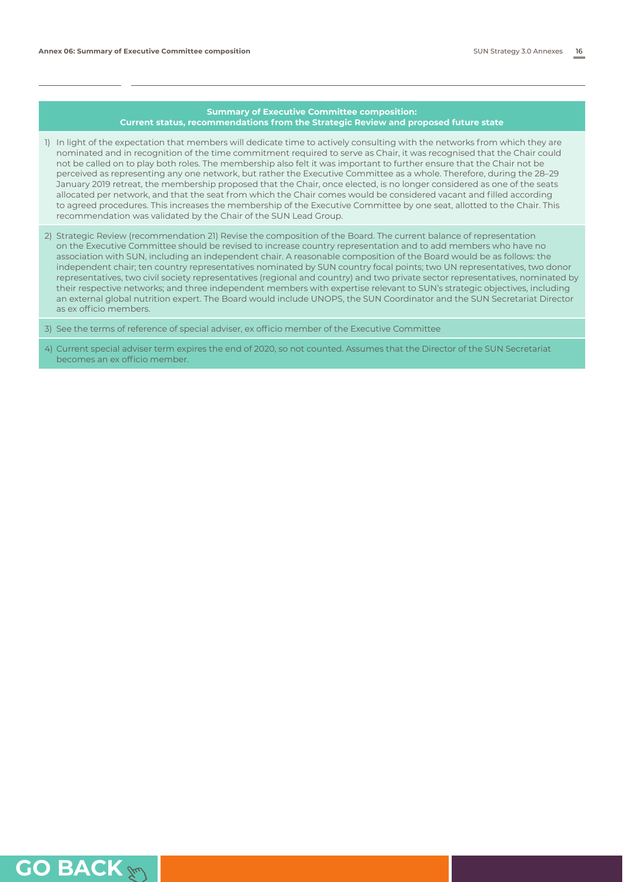## Summary of Executive Committee composition: Current status, recommendations from the Strategic Review and proposed future state

1) In light of the expectation that members will dedicate time to actively consulting with the networks from which they are nominated and in recognition of the time commitment required to serve as Chair, it was recognised that the Chair could not be called on to play both roles. The membership also felt it was important to further ensure that the Chair not be perceived as representing any one network, but rather the Executive Committee as a whole. Therefore, during the 28–29 January 2019 retreat, the membership proposed that the Chair, once elected, is no longer considered as one of the seats allocated per network, and that the seat from which the Chair comes would be considered vacant and filled according to agreed procedures. This increases the membership of the Executive Committee by one seat, allotted to the Chair. This recommendation was validated by the Chair of the SUN Lead Group.

2) Strategic Review (recommendation 21) Revise the composition of the Board. The current balance of representation on the Executive Committee should be revised to increase country representation and to add members who have no association with SUN, including an independent chair. A reasonable composition of the Board would be as follows: the independent chair; ten country representatives nominated by SUN country focal points; two UN representatives, two donor representatives, two civil society representatives (regional and country) and two private sector representatives, nominated by their respective networks; and three independent members with expertise relevant to SUN's strategic objectives, including an external global nutrition expert. The Board would include UNOPS, the SUN Coordinator and the SUN Secretariat Director as ex officio members.

3) See the terms of reference of special adviser, ex officio member of the Executive Committee

4) Current special adviser term expires the end of 2020, so not counted. Assumes that the Director of the SUN Secretariat becomes an ex officio member.

GO BACK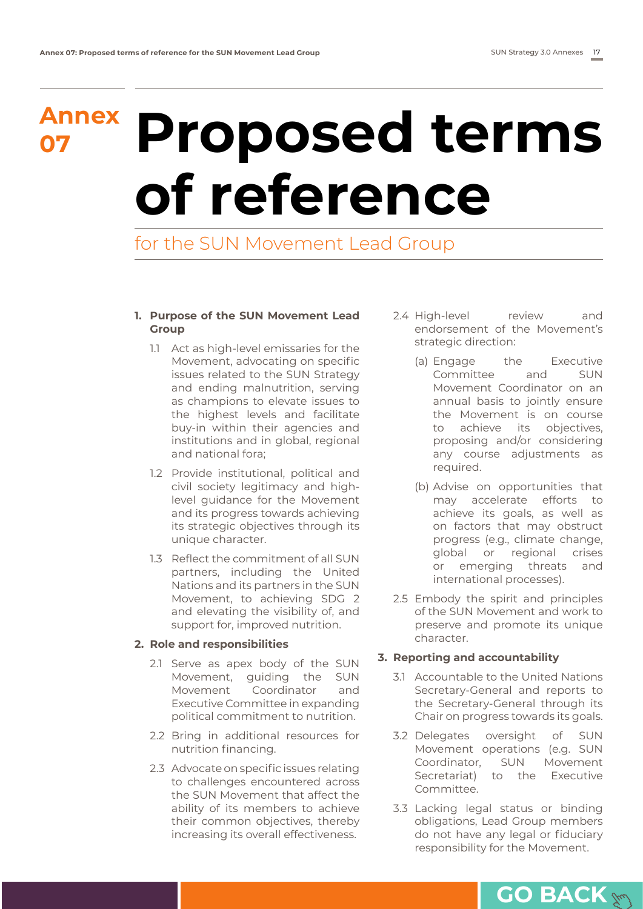Annex 07

# Proposed terms of reference

## for the SUN Movement Lead Group

### 1. Purpose of the SUN Movement Lead Group

1.1 Act as high-level emissaries for the Movement, advocating on specific issues related to the SUN Strategy and ending malnutrition, serving as champions to elevate issues to the highest levels and facilitate buy-in within their agencies and institutions and in global, regional and national fora;

1.2 Provide institutional, political and civil society legitimacy and high-level guidance for the Movement and its progress towards achieving its strategic objectives through its unique character.

1.3 Reflect the commitment of all SUN partners, including the United Nations and its partners in the SUN Movement, to achieving SDG 2 and elevating the visibility of, and support for, improved nutrition.

### 2. Role and responsibilities

2.1 Serve as apex body of the SUN Movement, guiding the SUN Movement Coordinator and Executive Committee in expanding political commitment to nutrition.

2.2 Bring in additional resources for nutrition financing.

2.3 Advocate on specific issues relating to challenges encountered across the SUN Movement that affect the ability of its members to achieve their common objectives, thereby increasing its overall effectiveness.

2.4 High-level review and endorsement of the Movement's strategic direction:

(a) Engage the Executive Committee and SUN Movement Coordinator on an annual basis to jointly ensure the Movement is on course to achieve its objectives, proposing and/or considering any course adjustments as required.

(b) Advise on opportunities that may accelerate efforts to achieve its goals, as well as on factors that may obstruct progress (e.g., climate change, global or regional crises or emerging threats and international processes).

2.5 Embody the spirit and principles of the SUN Movement and work to preserve and promote its unique character.

### 3. Reporting and accountability

3.1 Accountable to the United Nations Secretary-General and reports to the Secretary-General through its Chair on progress towards its goals.

3.2 Delegates oversight of SUN Movement operations (e.g. SUN Coordinator, SUN Movement Secretariat) to the Executive Committee.

3.3 Lacking legal status or binding obligations, Lead Group members do not have any legal or fiduciary responsibility for the Movement.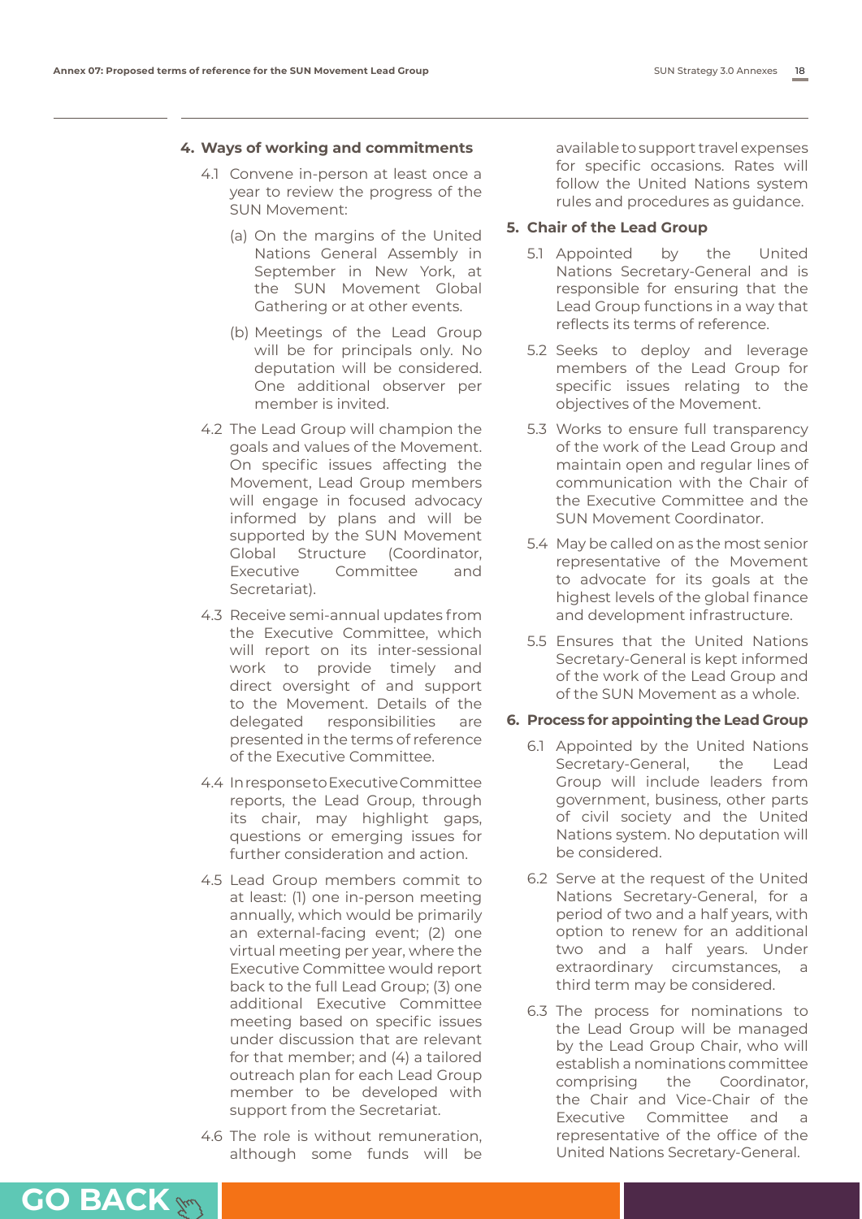## 4. Ways of working and commitments

4.1 Convene in-person at least once a year to review the progress of the SUN Movement:

(a) On the margins of the United Nations General Assembly in September in New York, at the SUN Movement Global Gathering or at other events.

(b) Meetings of the Lead Group will be for principals only. No deputation will be considered. One additional observer per member is invited.

4.2 The Lead Group will champion the goals and values of the Movement. On specific issues affecting the Movement, Lead Group members will engage in focused advocacy informed by plans and will be supported by the SUN Movement Global Structure (Coordinator, Executive Committee and Secretariat).

4.3 Receive semi-annual updates from the Executive Committee, which will report on its inter-sessional work to provide timely and direct oversight of and support to the Movement. Details of the delegated responsibilities are presented in the terms of reference of the Executive Committee.

4.4 In response to Executive Committee reports, the Lead Group, through its chair, may highlight gaps, questions or emerging issues for further consideration and action.

4.5 Lead Group members commit to at least: (1) one in-person meeting annually, which would be primarily an external-facing event; (2) one virtual meeting per year, where the Executive Committee would report back to the full Lead Group; (3) one additional Executive Committee meeting based on specific issues under discussion that are relevant for that member; and (4) a tailored outreach plan for each Lead Group member to be developed with support from the Secretariat.

4.6 The role is without remuneration, although some funds will be available to support travel expenses for specific occasions. Rates will follow the United Nations system rules and procedures as guidance.

## 5. Chair of the Lead Group

5.1 Appointed by the United Nations Secretary-General and is responsible for ensuring that the Lead Group functions in a way that reflects its terms of reference.

5.2 Seeks to deploy and leverage members of the Lead Group for specific issues relating to the objectives of the Movement.

5.3 Works to ensure full transparency of the work of the Lead Group and maintain open and regular lines of communication with the Chair of the Executive Committee and the SUN Movement Coordinator.

5.4 May be called on as the most senior representative of the Movement to advocate for its goals at the highest levels of the global finance and development infrastructure.

5.5 Ensures that the United Nations Secretary-General is kept informed of the work of the Lead Group and of the SUN Movement as a whole.

## 6. Process for appointing the Lead Group

6.1 Appointed by the United Nations Secretary-General, the Lead Group will include leaders from government, business, other parts of civil society and the United Nations system. No deputation will be considered.

6.2 Serve at the request of the United Nations Secretary-General, for a period of two and a half years, with option to renew for an additional two and a half years. Under extraordinary circumstances, a third term may be considered.

6.3 The process for nominations to the Lead Group will be managed by the Lead Group Chair, who will establish a nominations committee comprising the Coordinator, the Chair and Vice-Chair of the Executive Committee and a representative of the office of the United Nations Secretary-General.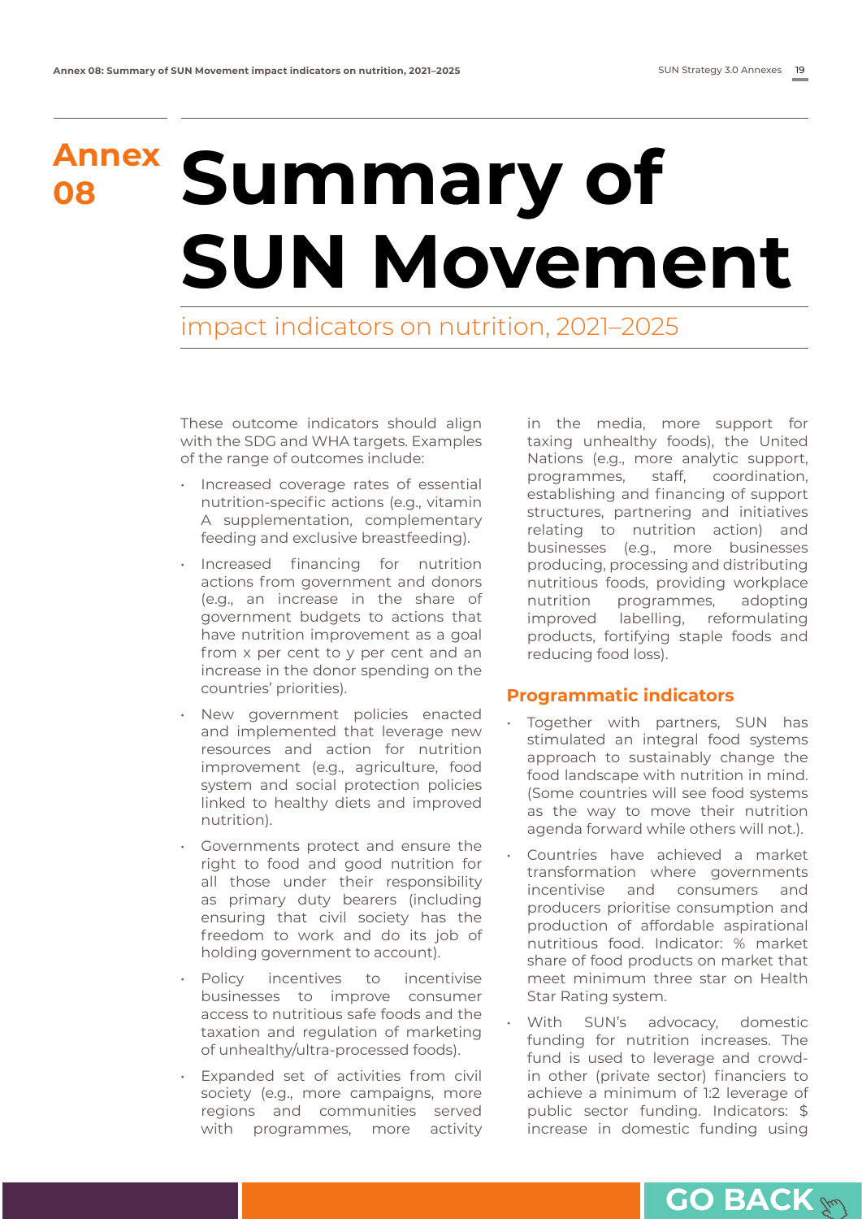# Annex 08 Summary of SUN Movement

## impact indicators on nutrition, 2021–2025

These outcome indicators should align with the SDG and WHA targets. Examples of the range of outcomes include:

- Increased coverage rates of essential nutrition-specific actions (e.g., vitamin A supplementation, complementary feeding and exclusive breastfeeding).
- Increased financing for nutrition actions from government and donors (e.g., an increase in the share of government budgets to actions that have nutrition improvement as a goal from x per cent to y per cent and an increase in the donor spending on the countries' priorities).
- New government policies enacted and implemented that leverage new resources and action for nutrition improvement (e.g., agriculture, food system and social protection policies linked to healthy diets and improved nutrition).
- Governments protect and ensure the right to food and good nutrition for all those under their responsibility as primary duty bearers (including ensuring that civil society has the freedom to work and do its job of holding government to account).
- Policy incentives to incentivise businesses to improve consumer access to nutritious safe foods and the taxation and regulation of marketing of unhealthy/ultra-processed foods).
- Expanded set of activities from civil society (e.g., more campaigns, more regions and communities served with programmes, more activity in the media, more support for taxing unhealthy foods), the United Nations (e.g., more analytic support, programmes, staff, coordination, establishing and financing of support structures, partnering and initiatives relating to nutrition action) and businesses (e.g., more businesses producing, processing and distributing nutritious foods, providing workplace nutrition programmes, adopting improved labelling, reformulating products, fortifying staple foods and reducing food loss).

### Programmatic indicators

- Together with partners, SUN has stimulated an integral food systems approach to sustainably change the food landscape with nutrition in mind. (Some countries will see food systems as the way to move their nutrition agenda forward while others will not.).
- Countries have achieved a market transformation where governments incentivise and consumers and producers prioritise consumption and production of affordable aspirational nutritious food. Indicator: % market share of food products on market that meet minimum three star on Health Star Rating system.
- With SUN's advocacy, domestic funding for nutrition increases. The fund is used to leverage and crowd-in other (private sector) financiers to achieve a minimum of 1:2 leverage of public sector funding. Indicators: $ increase in domestic funding using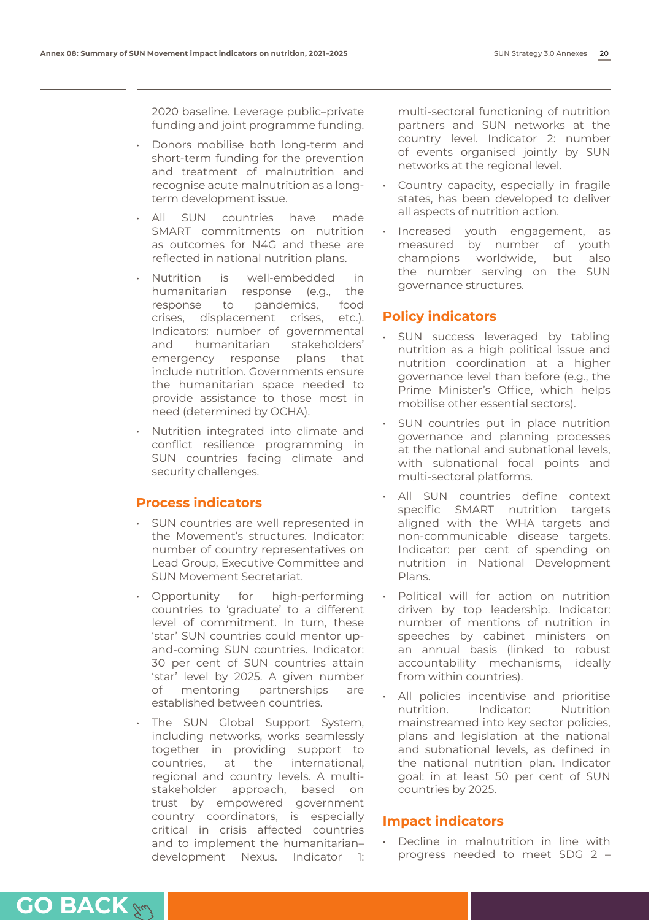2020 baseline. Leverage public–private funding and joint programme funding.

- Donors mobilise both long-term and short-term funding for the prevention and treatment of malnutrition and recognise acute malnutrition as a long-term development issue.
- All SUN countries have made SMART commitments on nutrition as outcomes for N4G and these are reflected in national nutrition plans.
- Nutrition is well-embedded in humanitarian response (e.g., the response to pandemics, food crises, displacement crises, etc.). Indicators: number of governmental and humanitarian stakeholders' emergency response plans that include nutrition. Governments ensure the humanitarian space needed to provide assistance to those most in need (determined by OCHA).
- Nutrition integrated into climate and conflict resilience programming in SUN countries facing climate and security challenges.

## Process indicators

- SUN countries are well represented in the Movement's structures. Indicator: number of country representatives on Lead Group, Executive Committee and SUN Movement Secretariat.
- Opportunity for high-performing countries to 'graduate' to a different level of commitment. In turn, these 'star' SUN countries could mentor up-and-coming SUN countries. Indicator: 30 per cent of SUN countries attain 'star' level by 2025. A given number of mentoring partnerships are established between countries.
- The SUN Global Support System, including networks, works seamlessly together in providing support to countries, at the international, regional and country levels. A multi-stakeholder approach, based on trust by empowered government country coordinators, is especially critical in crisis affected countries and to implement the humanitarian–development Nexus. Indicator 1: multi-sectoral functioning of nutrition partners and SUN networks at the country level. Indicator 2: number of events organised jointly by SUN networks at the regional level.
- Country capacity, especially in fragile states, has been developed to deliver all aspects of nutrition action.
- Increased youth engagement, as measured by number of youth champions worldwide, but also the number serving on the SUN governance structures.

## Policy indicators

- SUN success leveraged by tabling nutrition as a high political issue and nutrition coordination at a higher governance level than before (e.g., the Prime Minister's Office, which helps mobilise other essential sectors).
- SUN countries put in place nutrition governance and planning processes at the national and subnational levels, with subnational focal points and multi-sectoral platforms.
- All SUN countries define context specific SMART nutrition targets aligned with the WHA targets and non-communicable disease targets. Indicator: per cent of spending on nutrition in National Development Plans.
- Political will for action on nutrition driven by top leadership. Indicator: number of mentions of nutrition in speeches by cabinet ministers on an annual basis (linked to robust accountability mechanisms, ideally from within countries).
- All policies incentivise and prioritise nutrition. Indicator: Nutrition mainstreamed into key sector policies, plans and legislation at the national and subnational levels, as defined in the national nutrition plan. Indicator goal: in at least 50 per cent of SUN countries by 2025.

## Impact indicators

- Decline in malnutrition in line with progress needed to meet SDG 2 –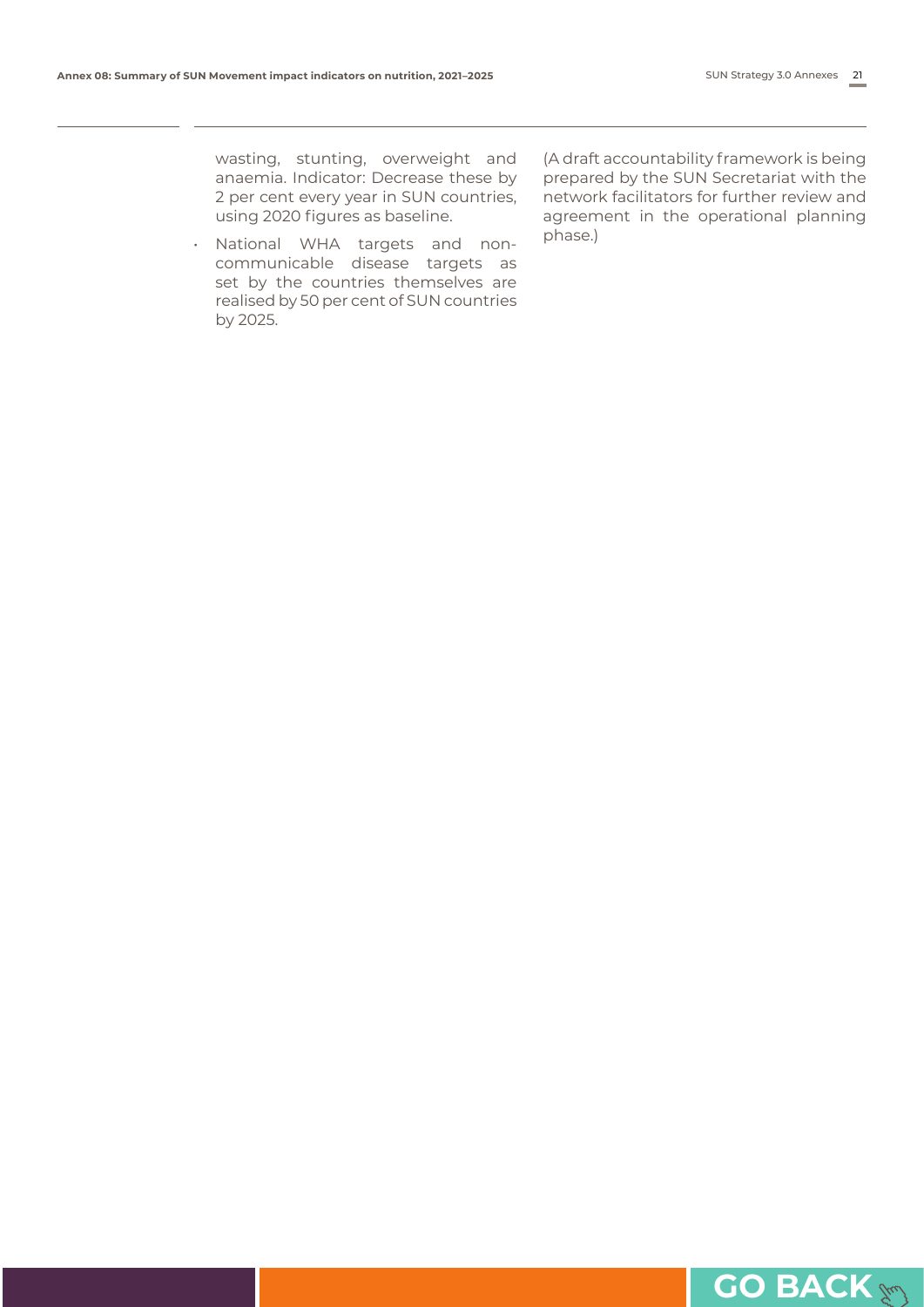wasting, stunting, overweight and anaemia. Indicator: Decrease these by 2 per cent every year in SUN countries, using 2020 figures as baseline.

- National WHA targets and non-communicable disease targets as set by the countries themselves are realised by 50 per cent of SUN countries by 2025.

(A draft accountability framework is being prepared by the SUN Secretariat with the network facilitators for further review and agreement in the operational planning phase.)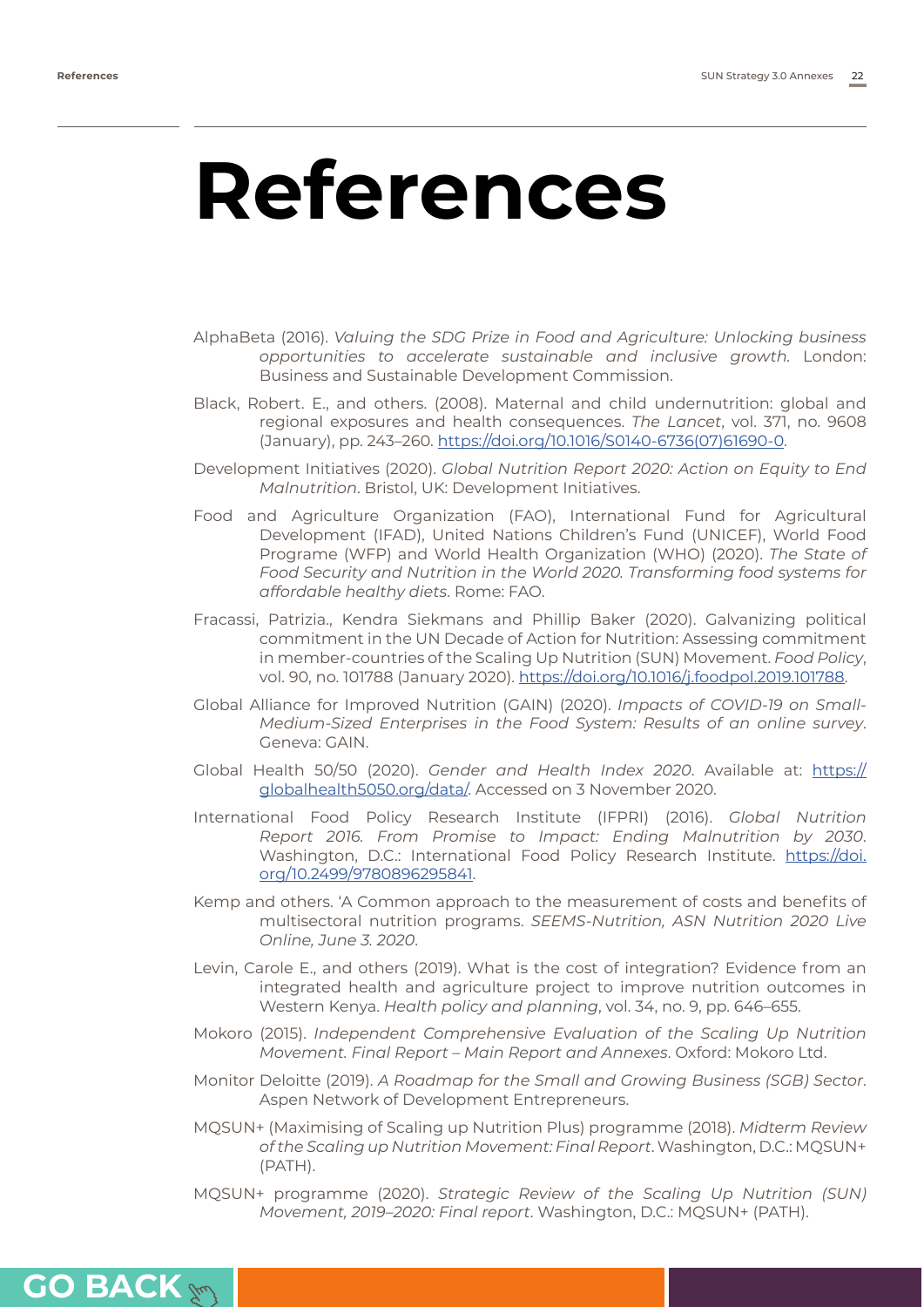# References

AlphaBeta (2016). *Valuing the SDG Prize in Food and Agriculture: Unlocking business opportunities to accelerate sustainable and inclusive growth*. London: Business and Sustainable Development Commission.

Black, Robert. E., and others. (2008). Maternal and child undernutrition: global and regional exposures and health consequences. *The Lancet*, vol. 371, no. 9608 (January), pp. 243–260. https://doi.org/10.1016/S0140-6736(07)61690-0.

Development Initiatives (2020). *Global Nutrition Report 2020: Action on Equity to End Malnutrition*. Bristol, UK: Development Initiatives.

Food and Agriculture Organization (FAO), International Fund for Agricultural Development (IFAD), United Nations Children's Fund (UNICEF), World Food Programe (WFP) and World Health Organization (WHO) (2020). *The State of Food Security and Nutrition in the World 2020. Transforming food systems for affordable healthy diets*. Rome: FAO.

Fracassi, Patrizia., Kendra Siekmans and Phillip Baker (2020). Galvanizing political commitment in the UN Decade of Action for Nutrition: Assessing commitment in member-countries of the Scaling Up Nutrition (SUN) Movement. *Food Policy*, vol. 90, no. 101788 (January 2020). https://doi.org/10.1016/j.foodpol.2019.101788.

Global Alliance for Improved Nutrition (GAIN) (2020). *Impacts of COVID-19 on Small-Medium-Sized Enterprises in the Food System: Results of an online survey*. Geneva: GAIN.

Global Health 50/50 (2020). *Gender and Health Index 2020*. Available at: https://globalhealth5050.org/data/. Accessed on 3 November 2020.

International Food Policy Research Institute (IFPRI) (2016). *Global Nutrition Report 2016. From Promise to Impact: Ending Malnutrition by 2030*. Washington, D.C.: International Food Policy Research Institute. https://doi.org/10.2499/9780896295841.

Kemp and others. 'A Common approach to the measurement of costs and benefits of multisectoral nutrition programs. *SEEMS-Nutrition, ASN Nutrition 2020 Live Online, June 3. 2020*.

Levin, Carole E., and others (2019). What is the cost of integration? Evidence from an integrated health and agriculture project to improve nutrition outcomes in Western Kenya. *Health policy and planning*, vol. 34, no. 9, pp. 646–655.

Mokoro (2015). *Independent Comprehensive Evaluation of the Scaling Up Nutrition Movement. Final Report – Main Report and Annexes*. Oxford: Mokoro Ltd.

Monitor Deloitte (2019). *A Roadmap for the Small and Growing Business (SGB) Sector*. Aspen Network of Development Entrepreneurs.

MQSUN+ (Maximising of Scaling up Nutrition Plus) programme (2018). *Midterm Review of the Scaling up Nutrition Movement: Final Report*. Washington, D.C.: MQSUN+ (PATH).

MQSUN+ programme (2020). *Strategic Review of the Scaling Up Nutrition (SUN) Movement, 2019–2020: Final report*. Washington, D.C.: MQSUN+ (PATH).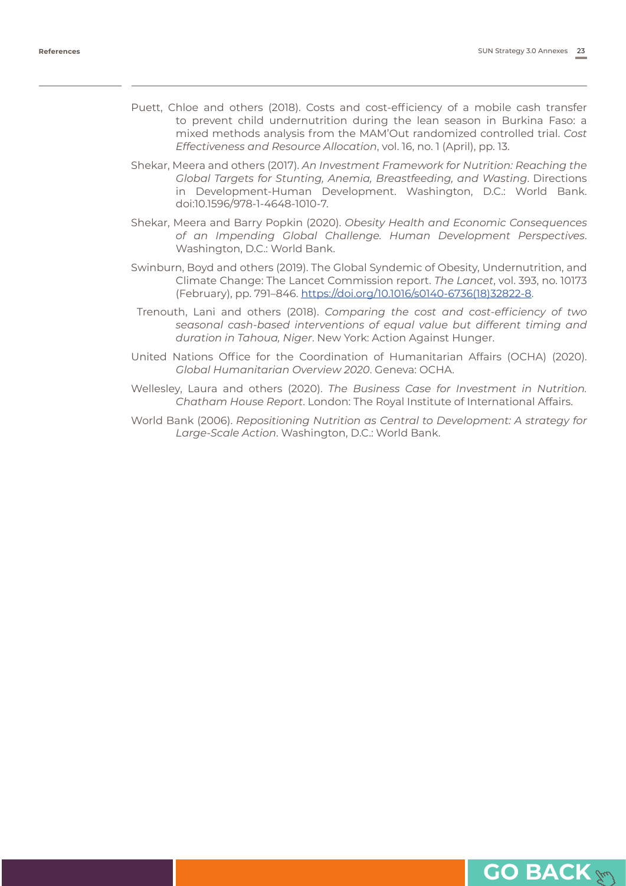Puett, Chloe and others (2018). Costs and cost-efficiency of a mobile cash transfer to prevent child undernutrition during the lean season in Burkina Faso: a mixed methods analysis from the MAM'Out randomized controlled trial. *Cost Effectiveness and Resource Allocation*, vol. 16, no. 1 (April), pp. 13.

Shekar, Meera and others (2017). *An Investment Framework for Nutrition: Reaching the Global Targets for Stunting, Anemia, Breastfeeding, and Wasting*. Directions in Development-Human Development. Washington, D.C.: World Bank. doi:10.1596/978-1-4648-1010-7.

Shekar, Meera and Barry Popkin (2020). *Obesity Health and Economic Consequences of an Impending Global Challenge. Human Development Perspectives*. Washington, D.C.: World Bank.

Swinburn, Boyd and others (2019). The Global Syndemic of Obesity, Undernutrition, and Climate Change: The Lancet Commission report. *The Lancet*, vol. 393, no. 10173 (February), pp. 791–846. https://doi.org/10.1016/s0140-6736(18)32822-8.

Trenouth, Lani and others (2018). *Comparing the cost and cost-efficiency of two seasonal cash-based interventions of equal value but different timing and duration in Tahoua, Niger*. New York: Action Against Hunger.

United Nations Office for the Coordination of Humanitarian Affairs (OCHA) (2020). *Global Humanitarian Overview 2020*. Geneva: OCHA.

Wellesley, Laura and others (2020). *The Business Case for Investment in Nutrition. Chatham House Report*. London: The Royal Institute of International Affairs.

World Bank (2006). *Repositioning Nutrition as Central to Development: A strategy for Large-Scale Action*. Washington, D.C.: World Bank.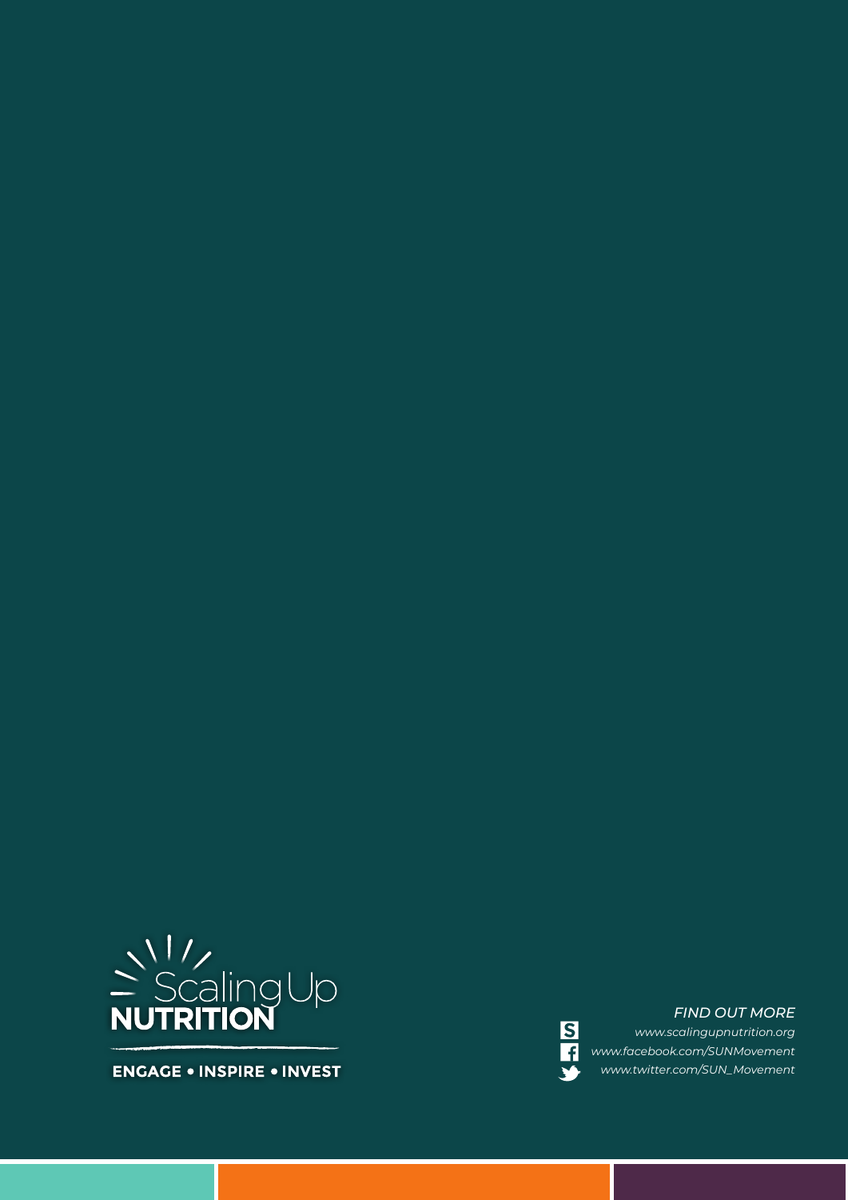Scaling Up
NUTRITION

ENGAGE • INSPIRE • INVEST

*FIND OUT MORE*

*www.scalingupnutrition.org*

*www.facebook.com/SUNMovement*

*www.twitter.com/SUN_Movement*